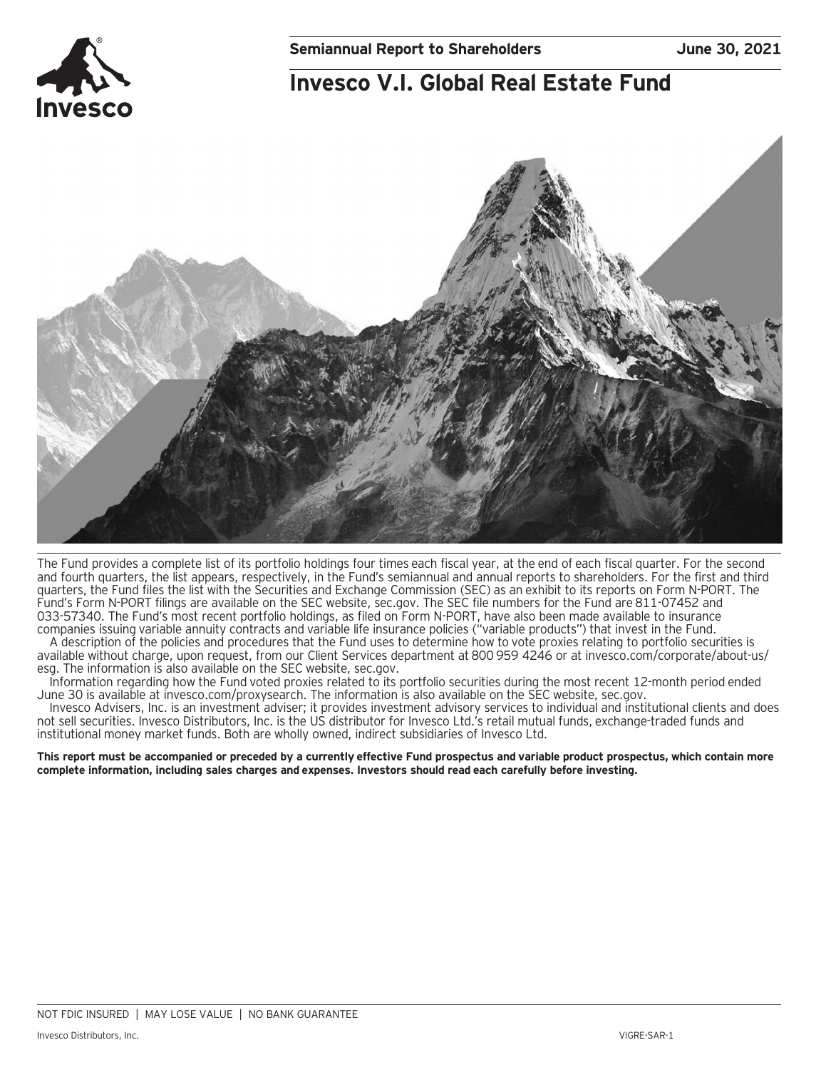**Semiannual Report to Shareholders** **June 30, 2021**

# Invesco V.I. Global Real Estate Fund

The Fund provides a complete list of its portfolio holdings four times each fiscal year, at the end of each fiscal quarter. For the second and fourth quarters, the list appears, respectively, in the Fund's semiannual and annual reports to shareholders. For the first and third quarters, the Fund files the list with the Securities and Exchange Commission (SEC) as an exhibit to its reports on Form N-PORT. The Fund's Form N-PORT filings are available on the SEC website, sec.gov. The SEC file numbers for the Fund are 811-07452 and 033-57340. The Fund's most recent portfolio holdings, as filed on Form N-PORT, have also been made available to insurance companies issuing variable annuity contracts and variable life insurance policies ("variable products") that invest in the Fund.

A description of the policies and procedures that the Fund uses to determine how to vote proxies relating to portfolio securities is available without charge, upon request, from our Client Services department at 800 959 4246 or at invesco.com/corporate/about-us/esg. The information is also available on the SEC website, sec.gov.

Information regarding how the Fund voted proxies related to its portfolio securities during the most recent 12-month period ended June 30 is available at invesco.com/proxysearch. The information is also available on the SEC website, sec.gov.

Invesco Advisers, Inc. is an investment adviser; it provides investment advisory services to individual and institutional clients and does not sell securities. Invesco Distributors, Inc. is the US distributor for Invesco Ltd.'s retail mutual funds, exchange-traded funds and institutional money market funds. Both are wholly owned, indirect subsidiaries of Invesco Ltd.

**This report must be accompanied or preceded by a currently effective Fund prospectus and variable product prospectus, which contain more complete information, including sales charges and expenses. Investors should read each carefully before investing.**

NOT FDIC INSURED | MAY LOSE VALUE | NO BANK GUARANTEE

Invesco Distributors, Inc. VIGRE-SAR-1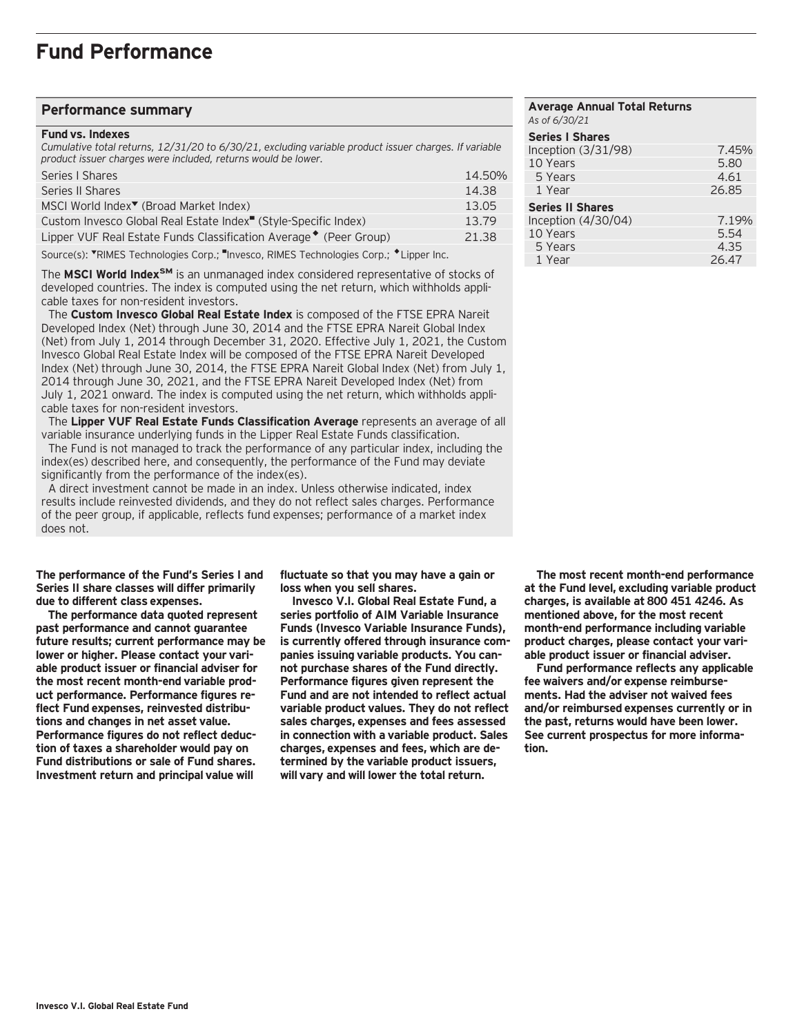# Fund Performance

## Performance summary

**Fund vs. Indexes**

*Cumulative total returns, 12/31/20 to 6/30/21, excluding variable product issuer charges. If variable product issuer charges were included, returns would be lower.*

| | |
|---|---|
| Series I Shares | 14.50% |
| Series II Shares | 14.38 |
| MSCI World Index▼ (Broad Market Index) | 13.05 |
| Custom Invesco Global Real Estate Index■ (Style-Specific Index) | 13.79 |
| Lipper VUF Real Estate Funds Classification Average◆ (Peer Group) | 21.38 |

Source(s): ▼RIMES Technologies Corp.; ■Invesco, RIMES Technologies Corp.; ◆Lipper Inc.

The **MSCI World Index**SM is an unmanaged index considered representative of stocks of developed countries. The index is computed using the net return, which withholds applicable taxes for non-resident investors.

The **Custom Invesco Global Real Estate Index** is composed of the FTSE EPRA Nareit Developed Index (Net) through June 30, 2014 and the FTSE EPRA Nareit Global Index (Net) from July 1, 2014 through December 31, 2020. Effective July 1, 2021, the Custom Invesco Global Real Estate Index will be composed of the FTSE EPRA Nareit Developed Index (Net) through June 30, 2014, the FTSE EPRA Nareit Global Index (Net) from July 1, 2014 through June 30, 2021, and the FTSE EPRA Nareit Developed Index (Net) from July 1, 2021 onward. The index is computed using the net return, which withholds applicable taxes for non-resident investors.

The **Lipper VUF Real Estate Funds Classification Average** represents an average of all variable insurance underlying funds in the Lipper Real Estate Funds classification.

The Fund is not managed to track the performance of any particular index, including the index(es) described here, and consequently, the performance of the Fund may deviate significantly from the performance of the index(es).

A direct investment cannot be made in an index. Unless otherwise indicated, index results include reinvested dividends, and they do not reflect sales charges. Performance of the peer group, if applicable, reflects fund expenses; performance of a market index does not.

**Average Annual Total Returns**

*As of 6/30/21*

| | |
|---|---|
| **Series I Shares** | |
| Inception (3/31/98) | 7.45% |
| 10 Years | 5.80 |
| 5 Years | 4.61 |
| 1 Year | 26.85 |
| **Series II Shares** | |
| Inception (4/30/04) | 7.19% |
| 10 Years | 5.54 |
| 5 Years | 4.35 |
| 1 Year | 26.47 |

**The performance of the Fund's Series I and Series II share classes will differ primarily due to different class expenses.**

**The performance data quoted represent past performance and cannot guarantee future results; current performance may be lower or higher. Please contact your variable product issuer or financial adviser for the most recent month-end variable product performance. Performance figures reflect Fund expenses, reinvested distributions and changes in net asset value. Performance figures do not reflect deduction of taxes a shareholder would pay on Fund distributions or sale of Fund shares. Investment return and principal value will fluctuate so that you may have a gain or loss when you sell shares.**

**Invesco V.I. Global Real Estate Fund, a series portfolio of AIM Variable Insurance Funds (Invesco Variable Insurance Funds), is currently offered through insurance companies issuing variable products. You cannot purchase shares of the Fund directly. Performance figures given represent the Fund and are not intended to reflect actual variable product values. They do not reflect sales charges, expenses and fees assessed in connection with a variable product. Sales charges, expenses and fees, which are determined by the variable product issuers, will vary and will lower the total return.**

**The most recent month-end performance at the Fund level, excluding variable product charges, is available at 800 451 4246. As mentioned above, for the most recent month-end performance including variable product charges, please contact your variable product issuer or financial adviser.**

**Fund performance reflects any applicable fee waivers and/or expense reimbursements. Had the adviser not waived fees and/or reimbursed expenses currently or in the past, returns would have been lower. See current prospectus for more information.**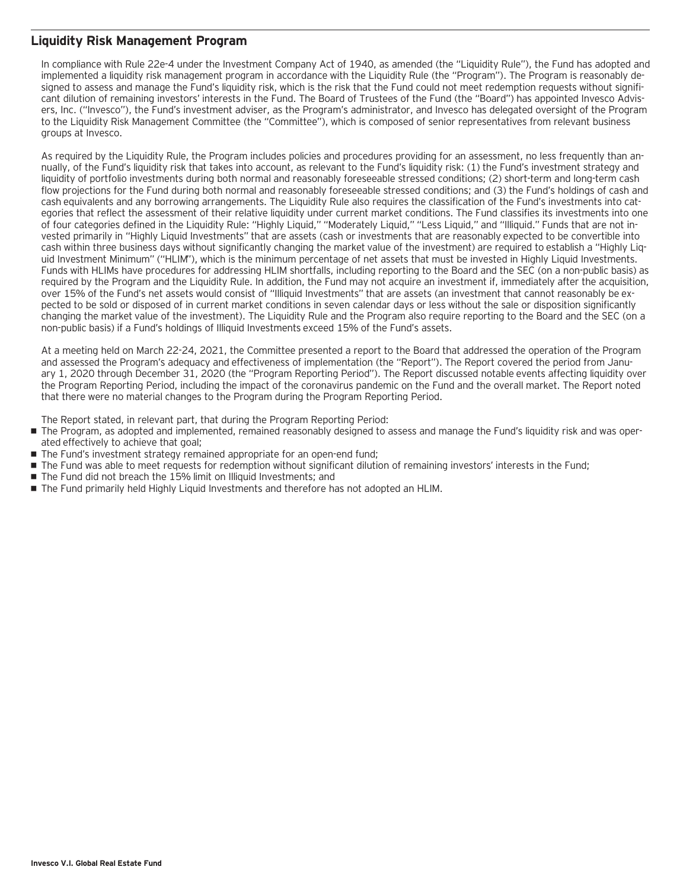## Liquidity Risk Management Program

In compliance with Rule 22e-4 under the Investment Company Act of 1940, as amended (the "Liquidity Rule"), the Fund has adopted and implemented a liquidity risk management program in accordance with the Liquidity Rule (the "Program"). The Program is reasonably designed to assess and manage the Fund's liquidity risk, which is the risk that the Fund could not meet redemption requests without significant dilution of remaining investors' interests in the Fund. The Board of Trustees of the Fund (the "Board") has appointed Invesco Advisers, Inc. ("Invesco"), the Fund's investment adviser, as the Program's administrator, and Invesco has delegated oversight of the Program to the Liquidity Risk Management Committee (the "Committee"), which is composed of senior representatives from relevant business groups at Invesco.

As required by the Liquidity Rule, the Program includes policies and procedures providing for an assessment, no less frequently than annually, of the Fund's liquidity risk that takes into account, as relevant to the Fund's liquidity risk: (1) the Fund's investment strategy and liquidity of portfolio investments during both normal and reasonably foreseeable stressed conditions; (2) short-term and long-term cash flow projections for the Fund during both normal and reasonably foreseeable stressed conditions; and (3) the Fund's holdings of cash and cash equivalents and any borrowing arrangements. The Liquidity Rule also requires the classification of the Fund's investments into categories that reflect the assessment of their relative liquidity under current market conditions. The Fund classifies its investments into one of four categories defined in the Liquidity Rule: "Highly Liquid," "Moderately Liquid," "Less Liquid," and "Illiquid." Funds that are not invested primarily in "Highly Liquid Investments" that are assets (cash or investments that are reasonably expected to be convertible into cash within three business days without significantly changing the market value of the investment) are required to establish a "Highly Liquid Investment Minimum" ("HLIM"), which is the minimum percentage of net assets that must be invested in Highly Liquid Investments. Funds with HLIMs have procedures for addressing HLIM shortfalls, including reporting to the Board and the SEC (on a non-public basis) as required by the Program and the Liquidity Rule. In addition, the Fund may not acquire an investment if, immediately after the acquisition, over 15% of the Fund's net assets would consist of "Illiquid Investments" that are assets (an investment that cannot reasonably be expected to be sold or disposed of in current market conditions in seven calendar days or less without the sale or disposition significantly changing the market value of the investment). The Liquidity Rule and the Program also require reporting to the Board and the SEC (on a non-public basis) if a Fund's holdings of Illiquid Investments exceed 15% of the Fund's assets.

At a meeting held on March 22-24, 2021, the Committee presented a report to the Board that addressed the operation of the Program and assessed the Program's adequacy and effectiveness of implementation (the "Report"). The Report covered the period from January 1, 2020 through December 31, 2020 (the "Program Reporting Period"). The Report discussed notable events affecting liquidity over the Program Reporting Period, including the impact of the coronavirus pandemic on the Fund and the overall market. The Report noted that there were no material changes to the Program during the Program Reporting Period.

The Report stated, in relevant part, that during the Program Reporting Period:

- The Program, as adopted and implemented, remained reasonably designed to assess and manage the Fund's liquidity risk and was operated effectively to achieve that goal;
- The Fund's investment strategy remained appropriate for an open-end fund;
- The Fund was able to meet requests for redemption without significant dilution of remaining investors' interests in the Fund;
- The Fund did not breach the 15% limit on Illiquid Investments; and
- The Fund primarily held Highly Liquid Investments and therefore has not adopted an HLIM.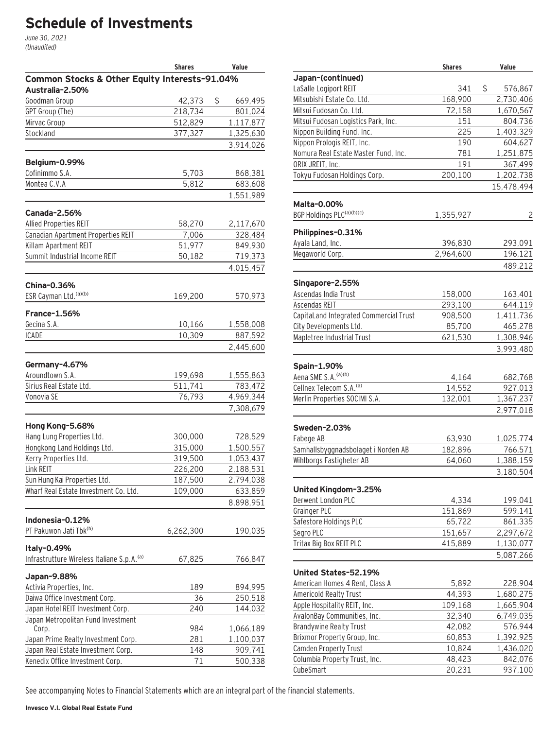# Schedule of Investments

*June 30, 2021*
*(Unaudited)*

| | Shares | Value |
|---|---|---|
| **Common Stocks & Other Equity Interests–91.04%** | | |
| **Australia–2.50%** | | |
| Goodman Group | 42,373 | $ 669,495 |
| GPT Group (The) | 218,734 | 801,024 |
| Mirvac Group | 512,829 | 1,117,877 |
| Stockland | 377,327 | 1,325,630 |
| | | 3,914,026 |
| **Belgium–0.99%** | | |
| Cofinimmo S.A. | 5,703 | 868,381 |
| Montea C.V.A | 5,812 | 683,608 |
| | | 1,551,989 |
| **Canada–2.56%** | | |
| Allied Properties REIT | 58,270 | 2,117,670 |
| Canadian Apartment Properties REIT | 7,006 | 328,484 |
| Killam Apartment REIT | 51,977 | 849,930 |
| Summit Industrial Income REIT | 50,182 | 719,373 |
| | | 4,015,457 |
| **China–0.36%** | | |
| ESR Cayman Ltd.[(a)(b)] | 169,200 | 570,973 |
| **France–1.56%** | | |
| Gecina S.A. | 10,166 | 1,558,008 |
| ICADE | 10,309 | 887,592 |
| | | 2,445,600 |
| **Germany–4.67%** | | |
| Aroundtown S.A. | 199,698 | 1,555,863 |
| Sirius Real Estate Ltd. | 511,741 | 783,472 |
| Vonovia SE | 76,793 | 4,969,344 |
| | | 7,308,679 |
| **Hong Kong–5.68%** | | |
| Hang Lung Properties Ltd. | 300,000 | 728,529 |
| Hongkong Land Holdings Ltd. | 315,000 | 1,500,557 |
| Kerry Properties Ltd. | 319,500 | 1,053,437 |
| Link REIT | 226,200 | 2,188,531 |
| Sun Hung Kai Properties Ltd. | 187,500 | 2,794,038 |
| Wharf Real Estate Investment Co. Ltd. | 109,000 | 633,859 |
| | | 8,898,951 |
| **Indonesia–0.12%** | | |
| PT Pakuwon Jati Tbk[(b)] | 6,262,300 | 190,035 |
| **Italy–0.49%** | | |
| Infrastrutture Wireless Italiane S.p.A.[(a)] | 67,825 | 766,847 |
| **Japan–9.88%** | | |
| Activia Properties, Inc. | 189 | 894,995 |
| Daiwa Office Investment Corp. | 36 | 250,518 |
| Japan Hotel REIT Investment Corp. | 240 | 144,032 |
| Japan Metropolitan Fund Investment Corp. | 984 | 1,066,189 |
| Japan Prime Realty Investment Corp. | 281 | 1,100,037 |
| Japan Real Estate Investment Corp. | 148 | 909,741 |
| Kenedix Office Investment Corp. | 71 | 500,338 |
| **Japan–(continued)** | | |
| LaSalle Logiport REIT | 341 | $ 576,867 |
| Mitsubishi Estate Co. Ltd. | 168,900 | 2,730,406 |
| Mitsui Fudosan Co. Ltd. | 72,158 | 1,670,567 |
| Mitsui Fudosan Logistics Park, Inc. | 151 | 804,736 |
| Nippon Building Fund, Inc. | 225 | 1,403,329 |
| Nippon Prologis REIT, Inc. | 190 | 604,627 |
| Nomura Real Estate Master Fund, Inc. | 781 | 1,251,875 |
| ORIX JREIT, Inc. | 191 | 367,499 |
| Tokyu Fudosan Holdings Corp. | 200,100 | 1,202,738 |
| | | 15,478,494 |
| **Malta–0.00%** | | |
| BGP Holdings PLC[(a)(b)(c)] | 1,355,927 | 2 |
| **Philippines–0.31%** | | |
| Ayala Land, Inc. | 396,830 | 293,091 |
| Megaworld Corp. | 2,964,600 | 196,121 |
| | | 489,212 |
| **Singapore–2.55%** | | |
| Ascendas India Trust | 158,000 | 163,401 |
| Ascendas REIT | 293,100 | 644,119 |
| CapitaLand Integrated Commercial Trust | 908,500 | 1,411,736 |
| City Developments Ltd. | 85,700 | 465,278 |
| Mapletree Industrial Trust | 621,530 | 1,308,946 |
| | | 3,993,480 |
| **Spain–1.90%** | | |
| Aena SME S.A.[(a)(b)] | 4,164 | 682,768 |
| Cellnex Telecom S.A.[(a)] | 14,552 | 927,013 |
| Merlin Properties SOCIMI S.A. | 132,001 | 1,367,237 |
| | | 2,977,018 |
| **Sweden–2.03%** | | |
| Fabege AB | 63,930 | 1,025,774 |
| Samhallsbyggnadsbolaget i Norden AB | 182,896 | 766,571 |
| Wihlborgs Fastigheter AB | 64,060 | 1,388,159 |
| | | 3,180,504 |
| **United Kingdom–3.25%** | | |
| Derwent London PLC | 4,334 | 199,041 |
| Grainger PLC | 151,869 | 599,141 |
| Safestore Holdings PLC | 65,722 | 861,335 |
| Segro PLC | 151,657 | 2,297,672 |
| Tritax Big Box REIT PLC | 415,889 | 1,130,077 |
| | | 5,087,266 |
| **United States–52.19%** | | |
| American Homes 4 Rent, Class A | 5,892 | 228,904 |
| Americold Realty Trust | 44,393 | 1,680,275 |
| Apple Hospitality REIT, Inc. | 109,168 | 1,665,904 |
| AvalonBay Communities, Inc. | 32,340 | 6,749,035 |
| Brandywine Realty Trust | 42,082 | 576,944 |
| Brixmor Property Group, Inc. | 60,853 | 1,392,925 |
| Camden Property Trust | 10,824 | 1,436,020 |
| Columbia Property Trust, Inc. | 48,423 | 842,076 |
| CubeSmart | 20,231 | 937,100 |

See accompanying Notes to Financial Statements which are an integral part of the financial statements.

**Invesco V.I. Global Real Estate Fund**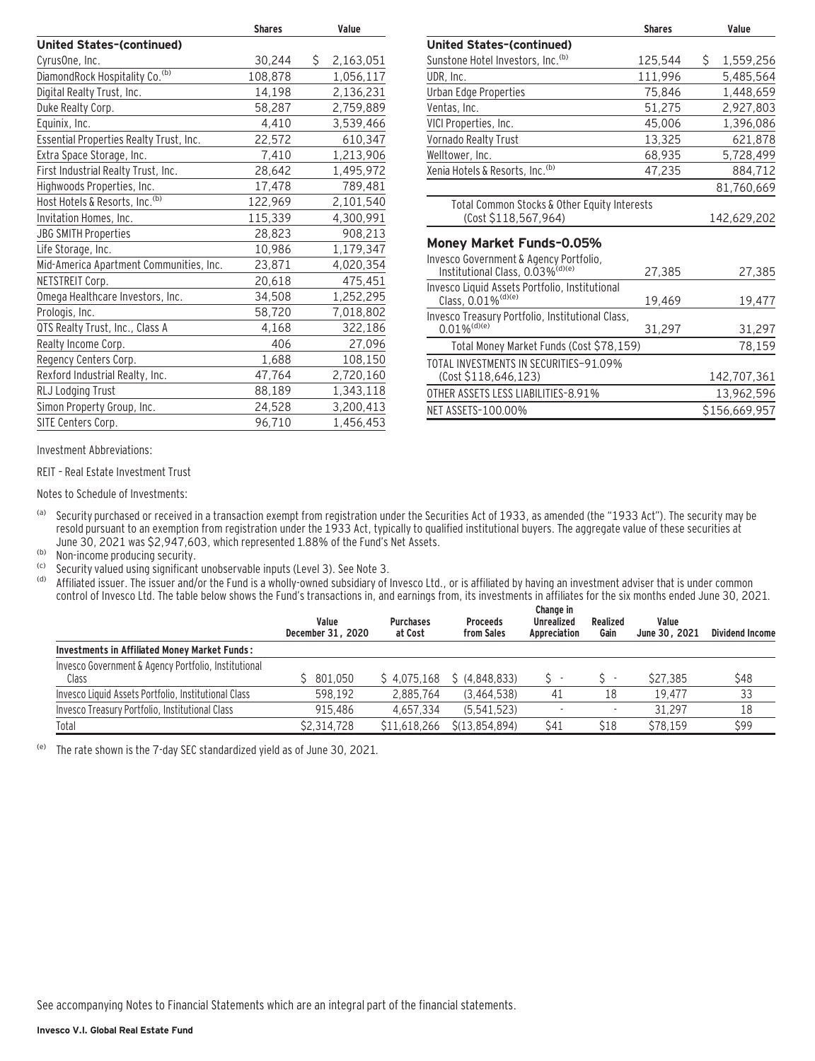| | Shares | Value |
|---|---|---|
| **United States–(continued)** | | |
| CyrusOne, Inc. | 30,244 | $ 2,163,051 |
| DiamondRock Hospitality Co.[b] | 108,878 | 1,056,117 |
| Digital Realty Trust, Inc. | 14,198 | 2,136,231 |
| Duke Realty Corp. | 58,287 | 2,759,889 |
| Equinix, Inc. | 4,410 | 3,539,466 |
| Essential Properties Realty Trust, Inc. | 22,572 | 610,347 |
| Extra Space Storage, Inc. | 7,410 | 1,213,906 |
| First Industrial Realty Trust, Inc. | 28,642 | 1,495,972 |
| Highwoods Properties, Inc. | 17,478 | 789,481 |
| Host Hotels & Resorts, Inc.[b] | 122,969 | 2,101,540 |
| Invitation Homes, Inc. | 115,339 | 4,300,991 |
| JBG SMITH Properties | 28,823 | 908,213 |
| Life Storage, Inc. | 10,986 | 1,179,347 |
| Mid-America Apartment Communities, Inc. | 23,871 | 4,020,354 |
| NETSTREIT Corp. | 20,618 | 475,451 |
| Omega Healthcare Investors, Inc. | 34,508 | 1,252,295 |
| Prologis, Inc. | 58,720 | 7,018,802 |
| QTS Realty Trust, Inc., Class A | 4,168 | 322,186 |
| Realty Income Corp. | 406 | 27,096 |
| Regency Centers Corp. | 1,688 | 108,150 |
| Rexford Industrial Realty, Inc. | 47,764 | 2,720,160 |
| RLJ Lodging Trust | 88,189 | 1,343,118 |
| Simon Property Group, Inc. | 24,528 | 3,200,413 |
| SITE Centers Corp. | 96,710 | 1,456,453 |
| Sunstone Hotel Investors, Inc.[b] | 125,544 | $ 1,559,256 |
| UDR, Inc. | 111,996 | 5,485,564 |
| Urban Edge Properties | 75,846 | 1,448,659 |
| Ventas, Inc. | 51,275 | 2,927,803 |
| VICI Properties, Inc. | 45,006 | 1,396,086 |
| Vornado Realty Trust | 13,325 | 621,878 |
| Welltower, Inc. | 68,935 | 5,728,499 |
| Xenia Hotels & Resorts, Inc.[b] | 47,235 | 884,712 |
| | | 81,760,669 |
| Total Common Stocks & Other Equity Interests (Cost $118,567,964) | | 142,629,202 |
| **Money Market Funds–0.05%** | | |
| Invesco Government & Agency Portfolio, Institutional Class, 0.03%[d][e] | 27,385 | 27,385 |
| Invesco Liquid Assets Portfolio, Institutional Class, 0.01%[d][e] | 19,469 | 19,477 |
| Invesco Treasury Portfolio, Institutional Class, 0.01%[d][e] | 31,297 | 31,297 |
| Total Money Market Funds (Cost $78,159) | | 78,159 |
| TOTAL INVESTMENTS IN SECURITIES–91.09% (Cost $118,646,123) | | 142,707,361 |
| OTHER ASSETS LESS LIABILITIES–8.91% | | 13,962,596 |
| NET ASSETS–100.00% | | $156,669,957 |

Investment Abbreviations:

REIT – Real Estate Investment Trust

Notes to Schedule of Investments:

[a] Security purchased or received in a transaction exempt from registration under the Securities Act of 1933, as amended (the "1933 Act"). The security may be resold pursuant to an exemption from registration under the 1933 Act, typically to qualified institutional buyers. The aggregate value of these securities at June 30, 2021 was $2,947,603, which represented 1.88% of the Fund's Net Assets.

[b] Non-income producing security.

[c] Security valued using significant unobservable inputs (Level 3). See Note 3.

[d] Affiliated issuer. The issuer and/or the Fund is a wholly-owned subsidiary of Invesco Ltd., or is affiliated by having an investment adviser that is under common control of Invesco Ltd. The table below shows the Fund's transactions in, and earnings from, its investments in affiliates for the six months ended June 30, 2021.

| | Value December 31, 2020 | Purchases at Cost | Proceeds from Sales | Change in Unrealized Appreciation | Realized Gain | Value June 30, 2021 | Dividend Income |
|---|---|---|---|---|---|---|---|
| **Investments in Affiliated Money Market Funds:** | | | | | | | |
| Invesco Government & Agency Portfolio, Institutional Class | $ 801,050 | $ 4,075,168 | $ (4,848,833) | $ - | $ - | $27,385 | $48 |
| Invesco Liquid Assets Portfolio, Institutional Class | 598,192 | 2,885,764 | (3,464,538) | 41 | 18 | 19,477 | 33 |
| Invesco Treasury Portfolio, Institutional Class | 915,486 | 4,657,334 | (5,541,523) | - | - | 31,297 | 18 |
| Total | $2,314,728 | $11,618,266 | $(13,854,894) | $41 | $18 | $78,159 | $99 |

[e] The rate shown is the 7-day SEC standardized yield as of June 30, 2021.

See accompanying Notes to Financial Statements which are an integral part of the financial statements.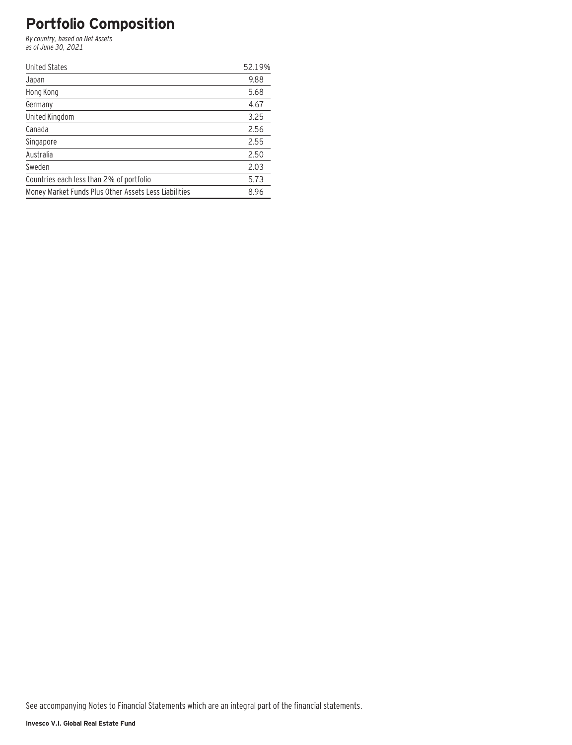# Portfolio Composition

*By country, based on Net Assets*
*as of June 30, 2021*

| | |
|---|---|
| United States | 52.19% |
| Japan | 9.88 |
| Hong Kong | 5.68 |
| Germany | 4.67 |
| United Kingdom | 3.25 |
| Canada | 2.56 |
| Singapore | 2.55 |
| Australia | 2.50 |
| Sweden | 2.03 |
| Countries each less than 2% of portfolio | 5.73 |
| Money Market Funds Plus Other Assets Less Liabilities | 8.96 |

See accompanying Notes to Financial Statements which are an integral part of the financial statements.

**Invesco V.I. Global Real Estate Fund**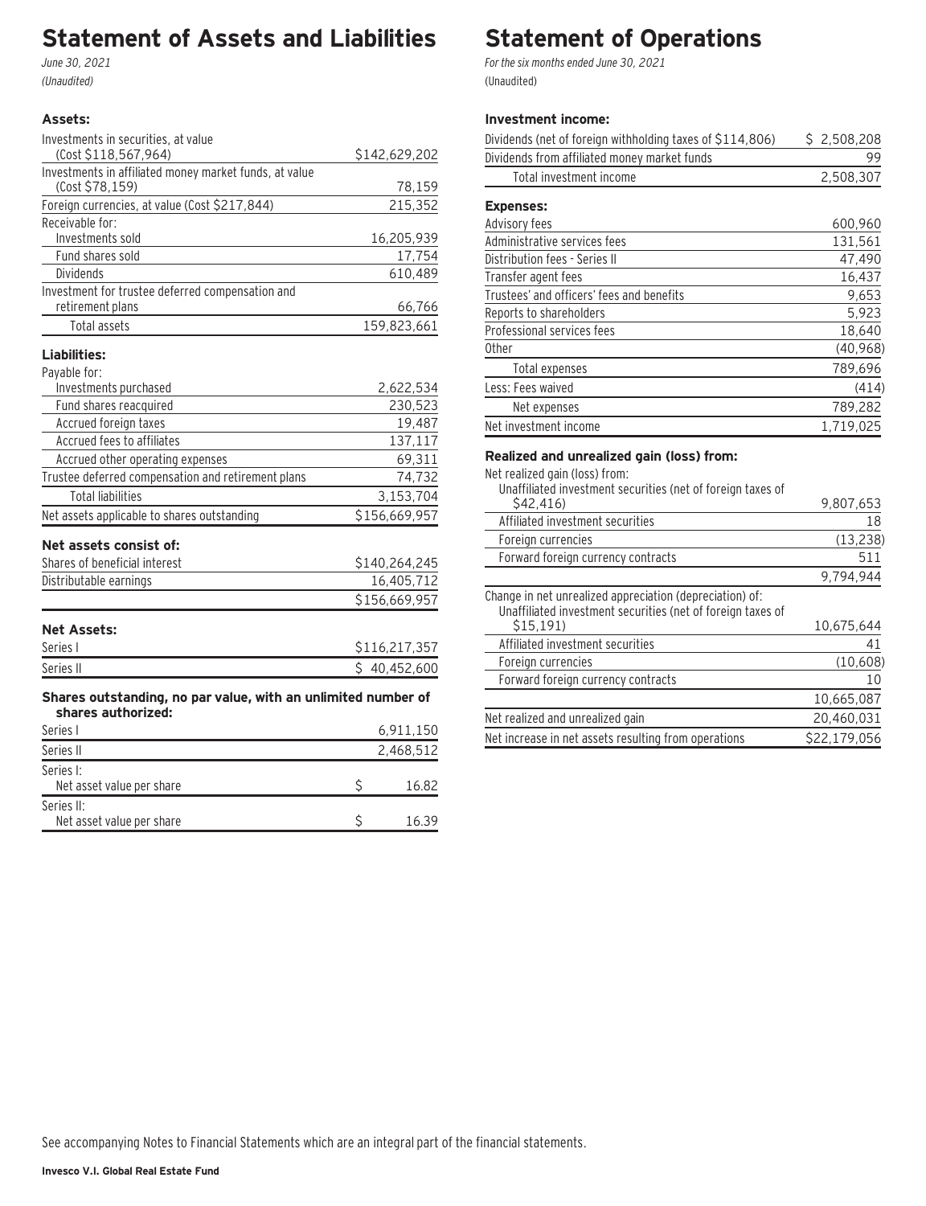# Statement of Assets and Liabilities

*June 30, 2021*

*(Unaudited)*

| | |
|---|---|
| **Assets:** | |
| Investments in securities, at value (Cost $118,567,964) | $142,629,202 |
| Investments in affiliated money market funds, at value (Cost $78,159) | 78,159 |
| Foreign currencies, at value (Cost $217,844) | 215,352 |
| Receivable for: | |
| Investments sold | 16,205,939 |
| Fund shares sold | 17,754 |
| Dividends | 610,489 |
| Investment for trustee deferred compensation and retirement plans | 66,766 |
| Total assets | 159,823,661 |
| **Liabilities:** | |
| Payable for: | |
| Investments purchased | 2,622,534 |
| Fund shares reacquired | 230,523 |
| Accrued foreign taxes | 19,487 |
| Accrued fees to affiliates | 137,117 |
| Accrued other operating expenses | 69,311 |
| Trustee deferred compensation and retirement plans | 74,732 |
| Total liabilities | 3,153,704 |
| Net assets applicable to shares outstanding | $156,669,957 |
| **Net assets consist of:** | |
| Shares of beneficial interest | $140,264,245 |
| Distributable earnings | 16,405,712 |
| | $156,669,957 |
| **Net Assets:** | |
| Series I | $116,217,357 |
| Series II | $ 40,452,600 |
| **Shares outstanding, no par value, with an unlimited number of shares authorized:** | |
| Series I | 6,911,150 |
| Series II | 2,468,512 |
| Series I: Net asset value per share | $ 16.82 |
| Series II: Net asset value per share | $ 16.39 |

# Statement of Operations

*For the six months ended June 30, 2021*

(Unaudited)

| | |
|---|---|
| **Investment income:** | |
| Dividends (net of foreign withholding taxes of $114,806) | $ 2,508,208 |
| Dividends from affiliated money market funds | 99 |
| Total investment income | 2,508,307 |
| **Expenses:** | |
| Advisory fees | 600,960 |
| Administrative services fees | 131,561 |
| Distribution fees - Series II | 47,490 |
| Transfer agent fees | 16,437 |
| Trustees' and officers' fees and benefits | 9,653 |
| Reports to shareholders | 5,923 |
| Professional services fees | 18,640 |
| Other | (40,968) |
| Total expenses | 789,696 |
| Less: Fees waived | (414) |
| Net expenses | 789,282 |
| Net investment income | 1,719,025 |
| **Realized and unrealized gain (loss) from:** | |
| Net realized gain (loss) from: | |
| Unaffiliated investment securities (net of foreign taxes of $42,416) | 9,807,653 |
| Affiliated investment securities | 18 |
| Foreign currencies | (13,238) |
| Forward foreign currency contracts | 511 |
| | 9,794,944 |
| Change in net unrealized appreciation (depreciation) of: | |
| Unaffiliated investment securities (net of foreign taxes of $15,191) | 10,675,644 |
| Affiliated investment securities | 41 |
| Foreign currencies | (10,608) |
| Forward foreign currency contracts | 10 |
| | 10,665,087 |
| Net realized and unrealized gain | 20,460,031 |
| Net increase in net assets resulting from operations | $22,179,056 |

See accompanying Notes to Financial Statements which are an integral part of the financial statements.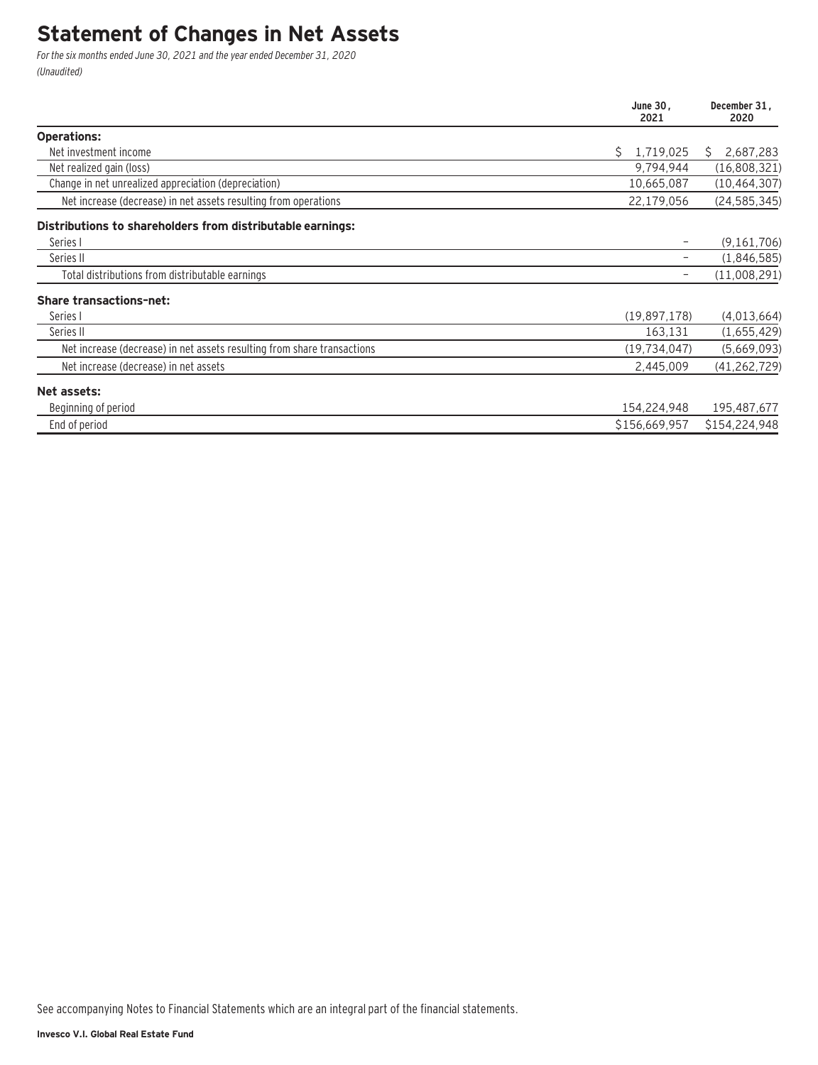# Statement of Changes in Net Assets

*For the six months ended June 30, 2021 and the year ended December 31, 2020*
*(Unaudited)*

| | June 30, 2021 | December 31, 2020 |
|---|---|---|
| **Operations:** | | |
| Net investment income | $ 1,719,025 | $ 2,687,283 |
| Net realized gain (loss) | 9,794,944 | (16,808,321) |
| Change in net unrealized appreciation (depreciation) | 10,665,087 | (10,464,307) |
| Net increase (decrease) in net assets resulting from operations | 22,179,056 | (24,585,345) |
| **Distributions to shareholders from distributable earnings:** | | |
| Series I | – | (9,161,706) |
| Series II | – | (1,846,585) |
| Total distributions from distributable earnings | – | (11,008,291) |
| **Share transactions–net:** | | |
| Series I | (19,897,178) | (4,013,664) |
| Series II | 163,131 | (1,655,429) |
| Net increase (decrease) in net assets resulting from share transactions | (19,734,047) | (5,669,093) |
| Net increase (decrease) in net assets | 2,445,009 | (41,262,729) |
| **Net assets:** | | |
| Beginning of period | 154,224,948 | 195,487,677 |
| End of period | $156,669,957 | $154,224,948 |

See accompanying Notes to Financial Statements which are an integral part of the financial statements.

**Invesco V.I. Global Real Estate Fund**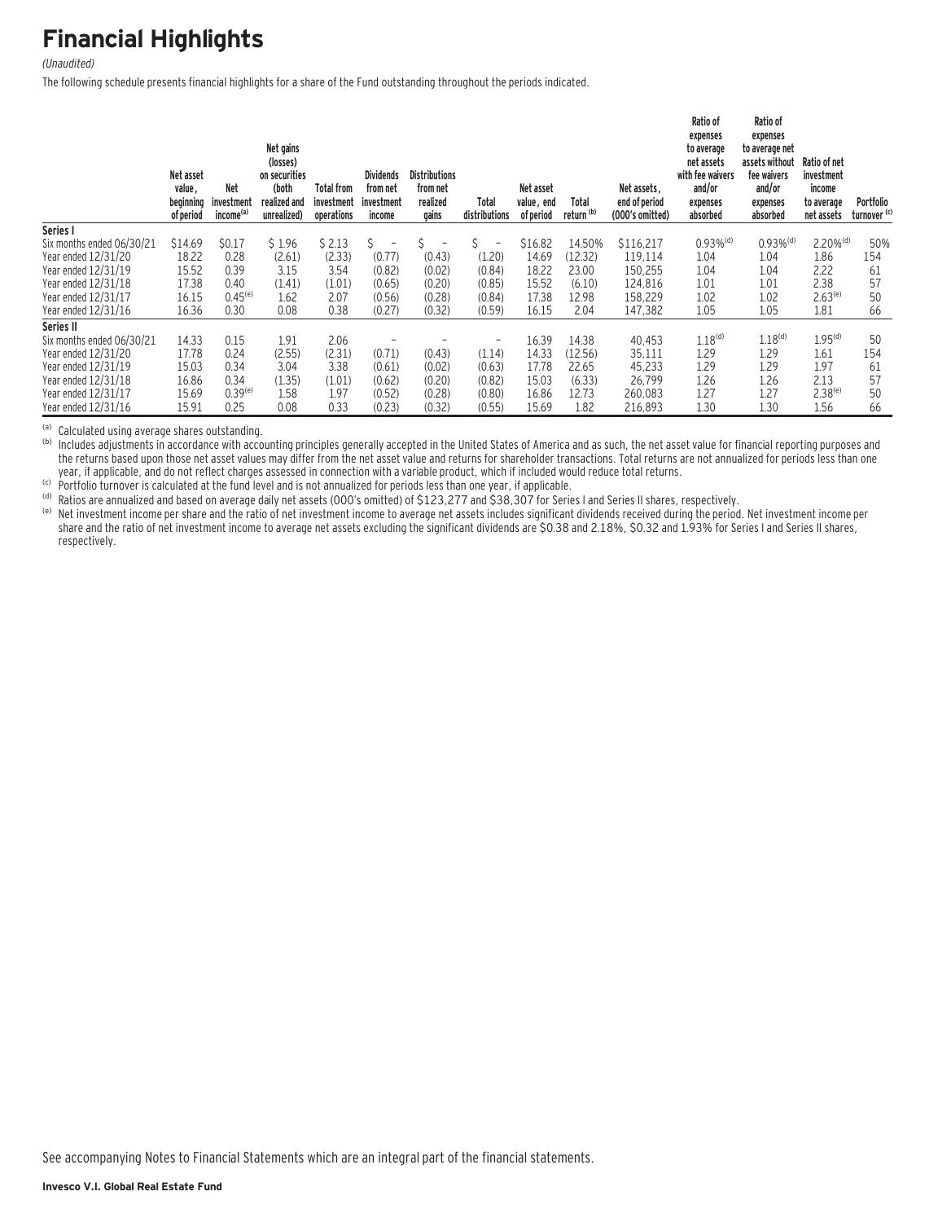# Financial Highlights

*(Unaudited)*

The following schedule presents financial highlights for a share of the Fund outstanding throughout the periods indicated.

| | Net asset value, beginning of period | Net investment income[(a)] | Net gains (losses) on securities (both realized and unrealized) | Total from investment operations | Dividends from net investment income | Distributions from net realized gains | Total distributions | Net asset value, end of period | Total return [(b)] | Net assets, end of period (000's omitted) | Ratio of expenses to average net assets with fee waivers and/or expenses absorbed | Ratio of expenses to average net assets without fee waivers and/or expenses absorbed | Ratio of net investment income to average net assets | Portfolio turnover [(c)] |
|---|---|---|---|---|---|---|---|---|---|---|---|---|---|---|
| **Series I** | | | | | | | | | | | | | | |
| Six months ended 06/30/21 | $14.69 | $0.17 | $ 1.96 | $ 2.13 | $ – | $ – | $ – | $16.82 | 14.50% | $116,217 | 0.93%[(d)] | 0.93%[(d)] | 2.20%[(d)] | 50% |
| Year ended 12/31/20 | 18.22 | 0.28 | (2.61) | (2.33) | (0.77) | (0.43) | (1.20) | 14.69 | (12.32) | 119,114 | 1.04 | 1.04 | 1.86 | 154 |
| Year ended 12/31/19 | 15.52 | 0.39 | 3.15 | 3.54 | (0.82) | (0.02) | (0.84) | 18.22 | 23.00 | 150,255 | 1.04 | 1.04 | 2.22 | 61 |
| Year ended 12/31/18 | 17.38 | 0.40 | (1.41) | (1.01) | (0.65) | (0.20) | (0.85) | 15.52 | (6.10) | 124,816 | 1.01 | 1.01 | 2.38 | 57 |
| Year ended 12/31/17 | 16.15 | 0.45[(e)] | 1.62 | 2.07 | (0.56) | (0.28) | (0.84) | 17.38 | 12.98 | 158,229 | 1.02 | 1.02 | 2.63[(e)] | 50 |
| Year ended 12/31/16 | 16.36 | 0.30 | 0.08 | 0.38 | (0.27) | (0.32) | (0.59) | 16.15 | 2.04 | 147,382 | 1.05 | 1.05 | 1.81 | 66 |
| **Series II** | | | | | | | | | | | | | | |
| Six months ended 06/30/21 | 14.33 | 0.15 | 1.91 | 2.06 | – | – | – | 16.39 | 14.38 | 40,453 | 1.18[(d)] | 1.18[(d)] | 1.95[(d)] | 50 |
| Year ended 12/31/20 | 17.78 | 0.24 | (2.55) | (2.31) | (0.71) | (0.43) | (1.14) | 14.33 | (12.56) | 35,111 | 1.29 | 1.29 | 1.61 | 154 |
| Year ended 12/31/19 | 15.03 | 0.34 | 3.04 | 3.38 | (0.61) | (0.02) | (0.63) | 17.78 | 22.65 | 45,233 | 1.29 | 1.29 | 1.97 | 61 |
| Year ended 12/31/18 | 16.86 | 0.34 | (1.35) | (1.01) | (0.62) | (0.20) | (0.82) | 15.03 | (6.33) | 26,799 | 1.26 | 1.26 | 2.13 | 57 |
| Year ended 12/31/17 | 15.69 | 0.39[(e)] | 1.58 | 1.97 | (0.52) | (0.28) | (0.80) | 16.86 | 12.73 | 260,083 | 1.27 | 1.27 | 2.38[(e)] | 50 |
| Year ended 12/31/16 | 15.91 | 0.25 | 0.08 | 0.33 | (0.23) | (0.32) | (0.55) | 15.69 | 1.82 | 216,893 | 1.30 | 1.30 | 1.56 | 66 |

[(a)] Calculated using average shares outstanding.

[(b)] Includes adjustments in accordance with accounting principles generally accepted in the United States of America and as such, the net asset value for financial reporting purposes and the returns based upon those net asset values may differ from the net asset value and returns for shareholder transactions. Total returns are not annualized for periods less than one year, if applicable, and do not reflect charges assessed in connection with a variable product, which if included would reduce total returns.

[(c)] Portfolio turnover is calculated at the fund level and is not annualized for periods less than one year, if applicable.

[(d)] Ratios are annualized and based on average daily net assets (000's omitted) of $123,277 and $38,307 for Series I and Series II shares, respectively.

[(e)] Net investment income per share and the ratio of net investment income to average net assets includes significant dividends received during the period. Net investment income per share and the ratio of net investment income to average net assets excluding the significant dividends are $0.38 and 2.18%, $0.32 and 1.93% for Series I and Series II shares, respectively.

See accompanying Notes to Financial Statements which are an integral part of the financial statements.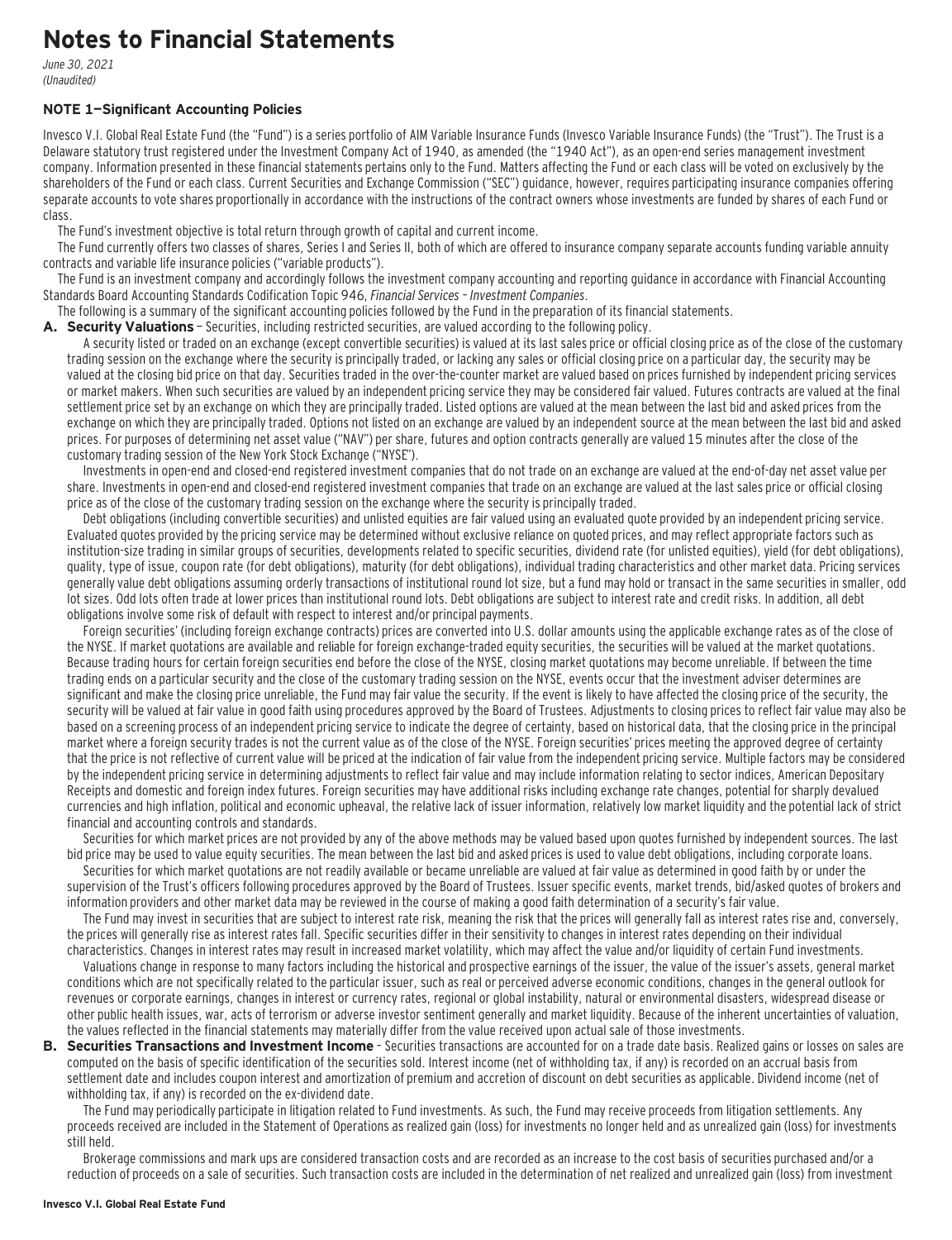# Notes to Financial Statements

*June 30, 2021*
*(Unaudited)*

### NOTE 1—Significant Accounting Policies

Invesco V.I. Global Real Estate Fund (the "Fund") is a series portfolio of AIM Variable Insurance Funds (Invesco Variable Insurance Funds) (the "Trust"). The Trust is a Delaware statutory trust registered under the Investment Company Act of 1940, as amended (the "1940 Act"), as an open-end series management investment company. Information presented in these financial statements pertains only to the Fund. Matters affecting the Fund or each class will be voted on exclusively by the shareholders of the Fund or each class. Current Securities and Exchange Commission ("SEC") guidance, however, requires participating insurance companies offering separate accounts to vote shares proportionally in accordance with the instructions of the contract owners whose investments are funded by shares of each Fund or class.

The Fund's investment objective is total return through growth of capital and current income.

The Fund currently offers two classes of shares, Series I and Series II, both of which are offered to insurance company separate accounts funding variable annuity contracts and variable life insurance policies ("variable products").

The Fund is an investment company and accordingly follows the investment company accounting and reporting guidance in accordance with Financial Accounting Standards Board Accounting Standards Codification Topic 946, *Financial Services – Investment Companies*.

The following is a summary of the significant accounting policies followed by the Fund in the preparation of its financial statements.

**A. Security Valuations** – Securities, including restricted securities, are valued according to the following policy.

A security listed or traded on an exchange (except convertible securities) is valued at its last sales price or official closing price as of the close of the customary trading session on the exchange where the security is principally traded, or lacking any sales or official closing price on a particular day, the security may be valued at the closing bid price on that day. Securities traded in the over-the-counter market are valued based on prices furnished by independent pricing services or market makers. When such securities are valued by an independent pricing service they may be considered fair valued. Futures contracts are valued at the final settlement price set by an exchange on which they are principally traded. Listed options are valued at the mean between the last bid and asked prices from the exchange on which they are principally traded. Options not listed on an exchange are valued by an independent source at the mean between the last bid and asked prices. For purposes of determining net asset value ("NAV") per share, futures and option contracts generally are valued 15 minutes after the close of the customary trading session of the New York Stock Exchange ("NYSE").

Investments in open-end and closed-end registered investment companies that do not trade on an exchange are valued at the end-of-day net asset value per share. Investments in open-end and closed-end registered investment companies that trade on an exchange are valued at the last sales price or official closing price as of the close of the customary trading session on the exchange where the security is principally traded.

Debt obligations (including convertible securities) and unlisted equities are fair valued using an evaluated quote provided by an independent pricing service. Evaluated quotes provided by the pricing service may be determined without exclusive reliance on quoted prices, and may reflect appropriate factors such as institution-size trading in similar groups of securities, developments related to specific securities, dividend rate (for unlisted equities), yield (for debt obligations), quality, type of issue, coupon rate (for debt obligations), maturity (for debt obligations), individual trading characteristics and other market data. Pricing services generally value debt obligations assuming orderly transactions of institutional round lot size, but a fund may hold or transact in the same securities in smaller, odd lot sizes. Odd lots often trade at lower prices than institutional round lots. Debt obligations are subject to interest rate and credit risks. In addition, all debt obligations involve some risk of default with respect to interest and/or principal payments.

Foreign securities' (including foreign exchange contracts) prices are converted into U.S. dollar amounts using the applicable exchange rates as of the close of the NYSE. If market quotations are available and reliable for foreign exchange-traded equity securities, the securities will be valued at the market quotations. Because trading hours for certain foreign securities end before the close of the NYSE, closing market quotations may become unreliable. If between the time trading ends on a particular security and the close of the customary trading session on the NYSE, events occur that the investment adviser determines are significant and make the closing price unreliable, the Fund may fair value the security. If the event is likely to have affected the closing price of the security, the security will be valued at fair value in good faith using procedures approved by the Board of Trustees. Adjustments to closing prices to reflect fair value may also be based on a screening process of an independent pricing service to indicate the degree of certainty, based on historical data, that the closing price in the principal market where a foreign security trades is not the current value as of the close of the NYSE. Foreign securities' prices meeting the approved degree of certainty that the price is not reflective of current value will be priced at the indication of fair value from the independent pricing service. Multiple factors may be considered by the independent pricing service in determining adjustments to reflect fair value and may include information relating to sector indices, American Depositary Receipts and domestic and foreign index futures. Foreign securities may have additional risks including exchange rate changes, potential for sharply devalued currencies and high inflation, political and economic upheaval, the relative lack of issuer information, relatively low market liquidity and the potential lack of strict financial and accounting controls and standards.

Securities for which market prices are not provided by any of the above methods may be valued based upon quotes furnished by independent sources. The last bid price may be used to value equity securities. The mean between the last bid and asked prices is used to value debt obligations, including corporate loans.

Securities for which market quotations are not readily available or became unreliable are valued at fair value as determined in good faith by or under the supervision of the Trust's officers following procedures approved by the Board of Trustees. Issuer specific events, market trends, bid/asked quotes of brokers and information providers and other market data may be reviewed in the course of making a good faith determination of a security's fair value.

The Fund may invest in securities that are subject to interest rate risk, meaning the risk that the prices will generally fall as interest rates rise and, conversely, the prices will generally rise as interest rates fall. Specific securities differ in their sensitivity to changes in interest rates depending on their individual characteristics. Changes in interest rates may result in increased market volatility, which may affect the value and/or liquidity of certain Fund investments.

Valuations change in response to many factors including the historical and prospective earnings of the issuer, the value of the issuer's assets, general market conditions which are not specifically related to the particular issuer, such as real or perceived adverse economic conditions, changes in the general outlook for revenues or corporate earnings, changes in interest or currency rates, regional or global instability, natural or environmental disasters, widespread disease or other public health issues, war, acts of terrorism or adverse investor sentiment generally and market liquidity. Because of the inherent uncertainties of valuation, the values reflected in the financial statements may materially differ from the value received upon actual sale of those investments.

**B. Securities Transactions and Investment Income** – Securities transactions are accounted for on a trade date basis. Realized gains or losses on sales are computed on the basis of specific identification of the securities sold. Interest income (net of withholding tax, if any) is recorded on an accrual basis from settlement date and includes coupon interest and amortization of premium and accretion of discount on debt securities as applicable. Dividend income (net of withholding tax, if any) is recorded on the ex-dividend date.

The Fund may periodically participate in litigation related to Fund investments. As such, the Fund may receive proceeds from litigation settlements. Any proceeds received are included in the Statement of Operations as realized gain (loss) for investments no longer held and as unrealized gain (loss) for investments still held.

Brokerage commissions and mark ups are considered transaction costs and are recorded as an increase to the cost basis of securities purchased and/or a reduction of proceeds on a sale of securities. Such transaction costs are included in the determination of net realized and unrealized gain (loss) from investment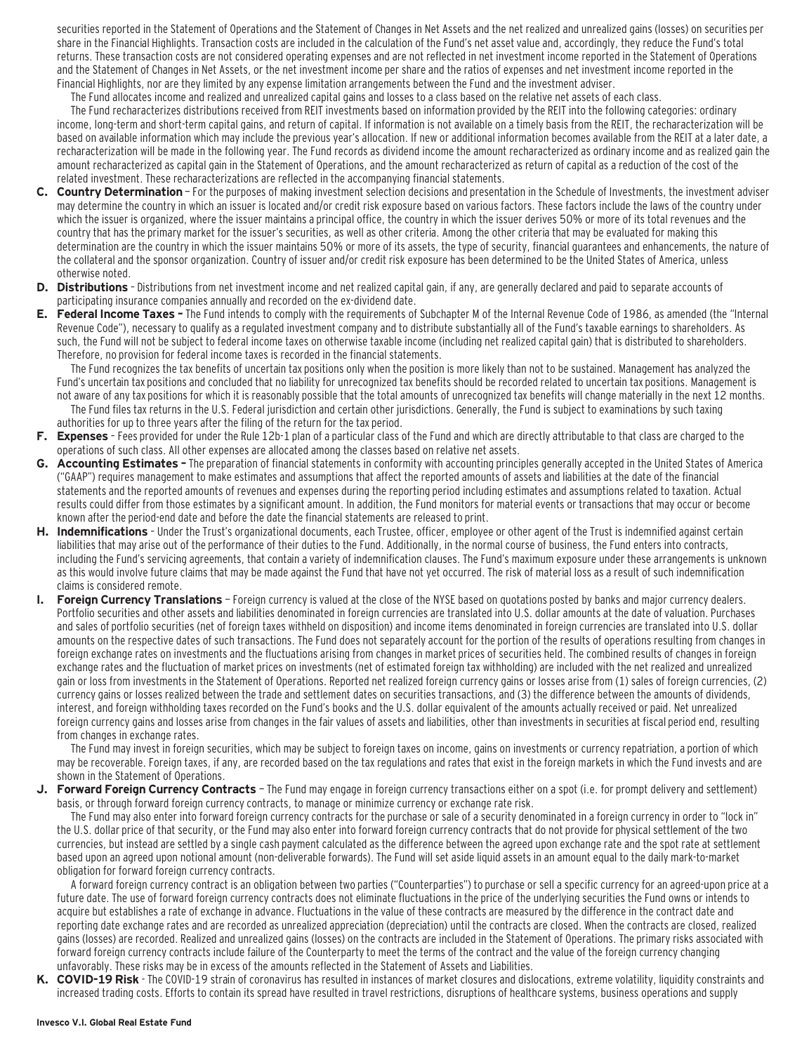securities reported in the Statement of Operations and the Statement of Changes in Net Assets and the net realized and unrealized gains (losses) on securities per share in the Financial Highlights. Transaction costs are included in the calculation of the Fund's net asset value and, accordingly, they reduce the Fund's total returns. These transaction costs are not considered operating expenses and are not reflected in net investment income reported in the Statement of Operations and the Statement of Changes in Net Assets, or the net investment income per share and the ratios of expenses and net investment income reported in the Financial Highlights, nor are they limited by any expense limitation arrangements between the Fund and the investment adviser.

The Fund allocates income and realized and unrealized capital gains and losses to a class based on the relative net assets of each class.

The Fund recharacterizes distributions received from REIT investments based on information provided by the REIT into the following categories: ordinary income, long-term and short-term capital gains, and return of capital. If information is not available on a timely basis from the REIT, the recharacterization will be based on available information which may include the previous year's allocation. If new or additional information becomes available from the REIT at a later date, a recharacterization will be made in the following year. The Fund records as dividend income the amount recharacterized as ordinary income and as realized gain the amount recharacterized as capital gain in the Statement of Operations, and the amount recharacterized as return of capital as a reduction of the cost of the related investment. These recharacterizations are reflected in the accompanying financial statements.

**C. Country Determination** – For the purposes of making investment selection decisions and presentation in the Schedule of Investments, the investment adviser may determine the country in which an issuer is located and/or credit risk exposure based on various factors. These factors include the laws of the country under which the issuer is organized, where the issuer maintains a principal office, the country in which the issuer derives 50% or more of its total revenues and the country that has the primary market for the issuer's securities, as well as other criteria. Among the other criteria that may be evaluated for making this determination are the country in which the issuer maintains 50% or more of its assets, the type of security, financial guarantees and enhancements, the nature of the collateral and the sponsor organization. Country of issuer and/or credit risk exposure has been determined to be the United States of America, unless otherwise noted.

**D. Distributions** – Distributions from net investment income and net realized capital gain, if any, are generally declared and paid to separate accounts of participating insurance companies annually and recorded on the ex-dividend date.

**E. Federal Income Taxes –** The Fund intends to comply with the requirements of Subchapter M of the Internal Revenue Code of 1986, as amended (the "Internal Revenue Code"), necessary to qualify as a regulated investment company and to distribute substantially all of the Fund's taxable earnings to shareholders. As such, the Fund will not be subject to federal income taxes on otherwise taxable income (including net realized capital gain) that is distributed to shareholders. Therefore, no provision for federal income taxes is recorded in the financial statements.

The Fund recognizes the tax benefits of uncertain tax positions only when the position is more likely than not to be sustained. Management has analyzed the Fund's uncertain tax positions and concluded that no liability for unrecognized tax benefits should be recorded related to uncertain tax positions. Management is not aware of any tax positions for which it is reasonably possible that the total amounts of unrecognized tax benefits will change materially in the next 12 months.

The Fund files tax returns in the U.S. Federal jurisdiction and certain other jurisdictions. Generally, the Fund is subject to examinations by such taxing authorities for up to three years after the filing of the return for the tax period.

**F. Expenses** – Fees provided for under the Rule 12b-1 plan of a particular class of the Fund and which are directly attributable to that class are charged to the operations of such class. All other expenses are allocated among the classes based on relative net assets.

**G. Accounting Estimates –** The preparation of financial statements in conformity with accounting principles generally accepted in the United States of America ("GAAP") requires management to make estimates and assumptions that affect the reported amounts of assets and liabilities at the date of the financial statements and the reported amounts of revenues and expenses during the reporting period including estimates and assumptions related to taxation. Actual results could differ from those estimates by a significant amount. In addition, the Fund monitors for material events or transactions that may occur or become known after the period-end date and before the date the financial statements are released to print.

**H. Indemnifications** – Under the Trust's organizational documents, each Trustee, officer, employee or other agent of the Trust is indemnified against certain liabilities that may arise out of the performance of their duties to the Fund. Additionally, in the normal course of business, the Fund enters into contracts, including the Fund's servicing agreements, that contain a variety of indemnification clauses. The Fund's maximum exposure under these arrangements is unknown as this would involve future claims that may be made against the Fund that have not yet occurred. The risk of material loss as a result of such indemnification claims is considered remote.

**I. Foreign Currency Translations** – Foreign currency is valued at the close of the NYSE based on quotations posted by banks and major currency dealers. Portfolio securities and other assets and liabilities denominated in foreign currencies are translated into U.S. dollar amounts at the date of valuation. Purchases and sales of portfolio securities (net of foreign taxes withheld on disposition) and income items denominated in foreign currencies are translated into U.S. dollar amounts on the respective dates of such transactions. The Fund does not separately account for the portion of the results of operations resulting from changes in foreign exchange rates on investments and the fluctuations arising from changes in market prices of securities held. The combined results of changes in foreign exchange rates and the fluctuation of market prices on investments (net of estimated foreign tax withholding) are included with the net realized and unrealized gain or loss from investments in the Statement of Operations. Reported net realized foreign currency gains or losses arise from (1) sales of foreign currencies, (2) currency gains or losses realized between the trade and settlement dates on securities transactions, and (3) the difference between the amounts of dividends, interest, and foreign withholding taxes recorded on the Fund's books and the U.S. dollar equivalent of the amounts actually received or paid. Net unrealized foreign currency gains and losses arise from changes in the fair values of assets and liabilities, other than investments in securities at fiscal period end, resulting from changes in exchange rates.

The Fund may invest in foreign securities, which may be subject to foreign taxes on income, gains on investments or currency repatriation, a portion of which may be recoverable. Foreign taxes, if any, are recorded based on the tax regulations and rates that exist in the foreign markets in which the Fund invests and are shown in the Statement of Operations.

**J. Forward Foreign Currency Contracts** – The Fund may engage in foreign currency transactions either on a spot (i.e. for prompt delivery and settlement) basis, or through forward foreign currency contracts, to manage or minimize currency or exchange rate risk.

The Fund may also enter into forward foreign currency contracts for the purchase or sale of a security denominated in a foreign currency in order to "lock in" the U.S. dollar price of that security, or the Fund may also enter into forward foreign currency contracts that do not provide for physical settlement of the two currencies, but instead are settled by a single cash payment calculated as the difference between the agreed upon exchange rate and the spot rate at settlement based upon an agreed upon notional amount (non-deliverable forwards). The Fund will set aside liquid assets in an amount equal to the daily mark-to-market obligation for forward foreign currency contracts.

A forward foreign currency contract is an obligation between two parties ("Counterparties") to purchase or sell a specific currency for an agreed-upon price at a future date. The use of forward foreign currency contracts does not eliminate fluctuations in the price of the underlying securities the Fund owns or intends to acquire but establishes a rate of exchange in advance. Fluctuations in the value of these contracts are measured by the difference in the contract date and reporting date exchange rates and are recorded as unrealized appreciation (depreciation) until the contracts are closed. When the contracts are closed, realized gains (losses) are recorded. Realized and unrealized gains (losses) on the contracts are included in the Statement of Operations. The primary risks associated with forward foreign currency contracts include failure of the Counterparty to meet the terms of the contract and the value of the foreign currency changing unfavorably. These risks may be in excess of the amounts reflected in the Statement of Assets and Liabilities.

**K. COVID-19 Risk** – The COVID-19 strain of coronavirus has resulted in instances of market closures and dislocations, extreme volatility, liquidity constraints and increased trading costs. Efforts to contain its spread have resulted in travel restrictions, disruptions of healthcare systems, business operations and supply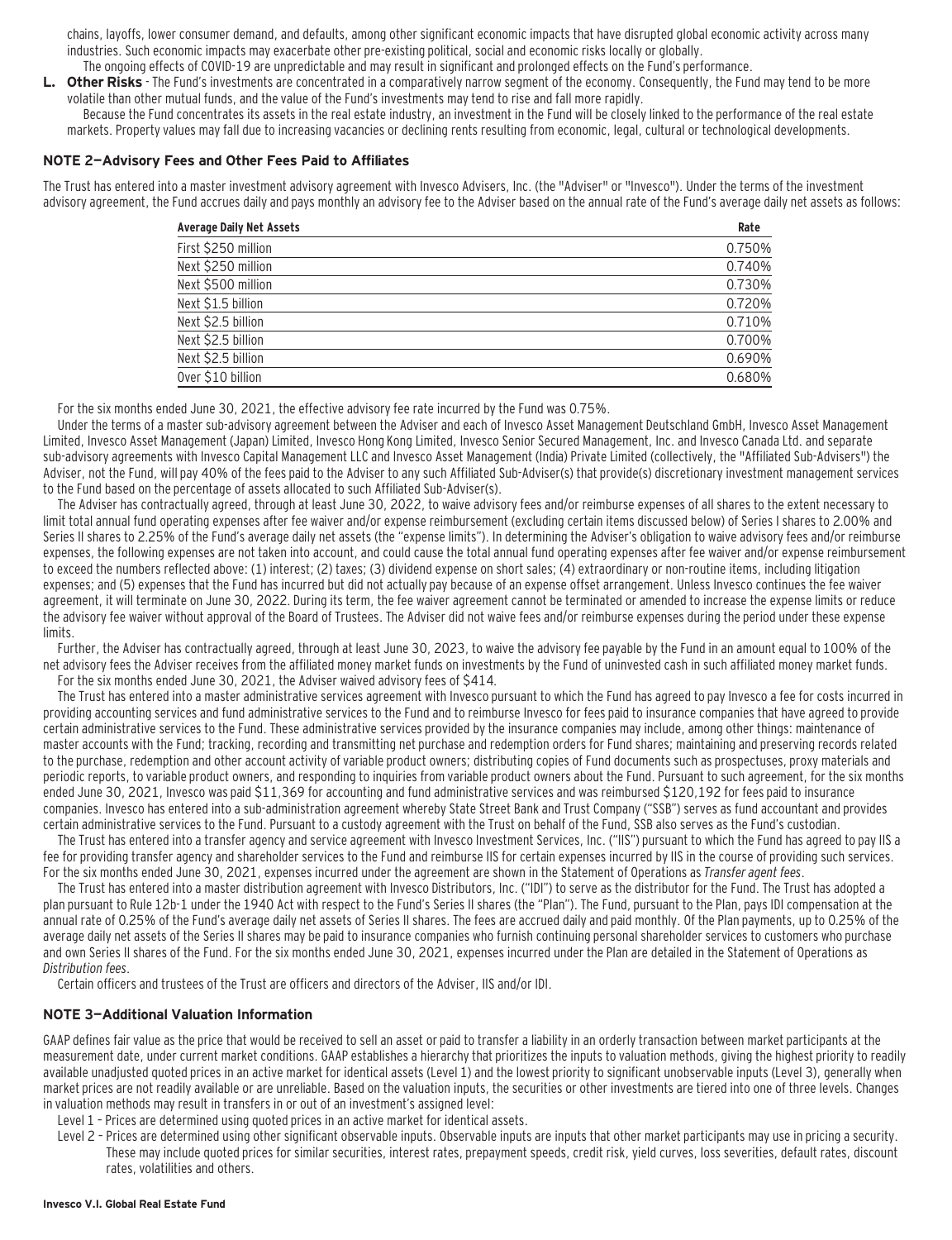chains, layoffs, lower consumer demand, and defaults, among other significant economic impacts that have disrupted global economic activity across many industries. Such economic impacts may exacerbate other pre-existing political, social and economic risks locally or globally.

The ongoing effects of COVID-19 are unpredictable and may result in significant and prolonged effects on the Fund's performance.

**L. Other Risks** - The Fund's investments are concentrated in a comparatively narrow segment of the economy. Consequently, the Fund may tend to be more volatile than other mutual funds, and the value of the Fund's investments may tend to rise and fall more rapidly.

Because the Fund concentrates its assets in the real estate industry, an investment in the Fund will be closely linked to the performance of the real estate markets. Property values may fall due to increasing vacancies or declining rents resulting from economic, legal, cultural or technological developments.

## NOTE 2—Advisory Fees and Other Fees Paid to Affiliates

The Trust has entered into a master investment advisory agreement with Invesco Advisers, Inc. (the "Adviser" or "Invesco"). Under the terms of the investment advisory agreement, the Fund accrues daily and pays monthly an advisory fee to the Adviser based on the annual rate of the Fund's average daily net assets as follows:

| Average Daily Net Assets | Rate |
|---|---|
| First $250 million | 0.750% |
| Next $250 million | 0.740% |
| Next $500 million | 0.730% |
| Next $1.5 billion | 0.720% |
| Next $2.5 billion | 0.710% |
| Next $2.5 billion | 0.700% |
| Next $2.5 billion | 0.690% |
| Over $10 billion | 0.680% |

For the six months ended June 30, 2021, the effective advisory fee rate incurred by the Fund was 0.75%.

Under the terms of a master sub-advisory agreement between the Adviser and each of Invesco Asset Management Deutschland GmbH, Invesco Asset Management Limited, Invesco Asset Management (Japan) Limited, Invesco Hong Kong Limited, Invesco Senior Secured Management, Inc. and Invesco Canada Ltd. and separate sub-advisory agreements with Invesco Capital Management LLC and Invesco Asset Management (India) Private Limited (collectively, the "Affiliated Sub-Advisers") the Adviser, not the Fund, will pay 40% of the fees paid to the Adviser to any such Affiliated Sub-Adviser(s) that provide(s) discretionary investment management services to the Fund based on the percentage of assets allocated to such Affiliated Sub-Adviser(s).

The Adviser has contractually agreed, through at least June 30, 2022, to waive advisory fees and/or reimburse expenses of all shares to the extent necessary to limit total annual fund operating expenses after fee waiver and/or expense reimbursement (excluding certain items discussed below) of Series I shares to 2.00% and Series II shares to 2.25% of the Fund's average daily net assets (the "expense limits"). In determining the Adviser's obligation to waive advisory fees and/or reimburse expenses, the following expenses are not taken into account, and could cause the total annual fund operating expenses after fee waiver and/or expense reimbursement to exceed the numbers reflected above: (1) interest; (2) taxes; (3) dividend expense on short sales; (4) extraordinary or non-routine items, including litigation expenses; and (5) expenses that the Fund has incurred but did not actually pay because of an expense offset arrangement. Unless Invesco continues the fee waiver agreement, it will terminate on June 30, 2022. During its term, the fee waiver agreement cannot be terminated or amended to increase the expense limits or reduce the advisory fee waiver without approval of the Board of Trustees. The Adviser did not waive fees and/or reimburse expenses during the period under these expense limits.

Further, the Adviser has contractually agreed, through at least June 30, 2023, to waive the advisory fee payable by the Fund in an amount equal to 100% of the net advisory fees the Adviser receives from the affiliated money market funds on investments by the Fund of uninvested cash in such affiliated money market funds.

For the six months ended June 30, 2021, the Adviser waived advisory fees of $414.

The Trust has entered into a master administrative services agreement with Invesco pursuant to which the Fund has agreed to pay Invesco a fee for costs incurred in providing accounting services and fund administrative services to the Fund and to reimburse Invesco for fees paid to insurance companies that have agreed to provide certain administrative services to the Fund. These administrative services provided by the insurance companies may include, among other things: maintenance of master accounts with the Fund; tracking, recording and transmitting net purchase and redemption orders for Fund shares; maintaining and preserving records related to the purchase, redemption and other account activity of variable product owners; distributing copies of Fund documents such as prospectuses, proxy materials and periodic reports, to variable product owners, and responding to inquiries from variable product owners about the Fund. Pursuant to such agreement, for the six months ended June 30, 2021, Invesco was paid $11,369 for accounting and fund administrative services and was reimbursed $120,192 for fees paid to insurance companies. Invesco has entered into a sub-administration agreement whereby State Street Bank and Trust Company ("SSB") serves as fund accountant and provides certain administrative services to the Fund. Pursuant to a custody agreement with the Trust on behalf of the Fund, SSB also serves as the Fund's custodian.

The Trust has entered into a transfer agency and service agreement with Invesco Investment Services, Inc. ("IIS") pursuant to which the Fund has agreed to pay IIS a fee for providing transfer agency and shareholder services to the Fund and reimburse IIS for certain expenses incurred by IIS in the course of providing such services. For the six months ended June 30, 2021, expenses incurred under the agreement are shown in the Statement of Operations as *Transfer agent fees*.

The Trust has entered into a master distribution agreement with Invesco Distributors, Inc. ("IDI") to serve as the distributor for the Fund. The Trust has adopted a plan pursuant to Rule 12b-1 under the 1940 Act with respect to the Fund's Series II shares (the "Plan"). The Fund, pursuant to the Plan, pays IDI compensation at the annual rate of 0.25% of the Fund's average daily net assets of Series II shares. The fees are accrued daily and paid monthly. Of the Plan payments, up to 0.25% of the average daily net assets of the Series II shares may be paid to insurance companies who furnish continuing personal shareholder services to customers who purchase and own Series II shares of the Fund. For the six months ended June 30, 2021, expenses incurred under the Plan are detailed in the Statement of Operations as *Distribution fees*.

Certain officers and trustees of the Trust are officers and directors of the Adviser, IIS and/or IDI.

## NOTE 3—Additional Valuation Information

GAAP defines fair value as the price that would be received to sell an asset or paid to transfer a liability in an orderly transaction between market participants at the measurement date, under current market conditions. GAAP establishes a hierarchy that prioritizes the inputs to valuation methods, giving the highest priority to readily available unadjusted quoted prices in an active market for identical assets (Level 1) and the lowest priority to significant unobservable inputs (Level 3), generally when market prices are not readily available or are unreliable. Based on the valuation inputs, the securities or other investments are tiered into one of three levels. Changes in valuation methods may result in transfers in or out of an investment's assigned level:

Level 1 – Prices are determined using quoted prices in an active market for identical assets.

Level 2 – Prices are determined using other significant observable inputs. Observable inputs are inputs that other market participants may use in pricing a security. These may include quoted prices for similar securities, interest rates, prepayment speeds, credit risk, yield curves, loss severities, default rates, discount rates, volatilities and others.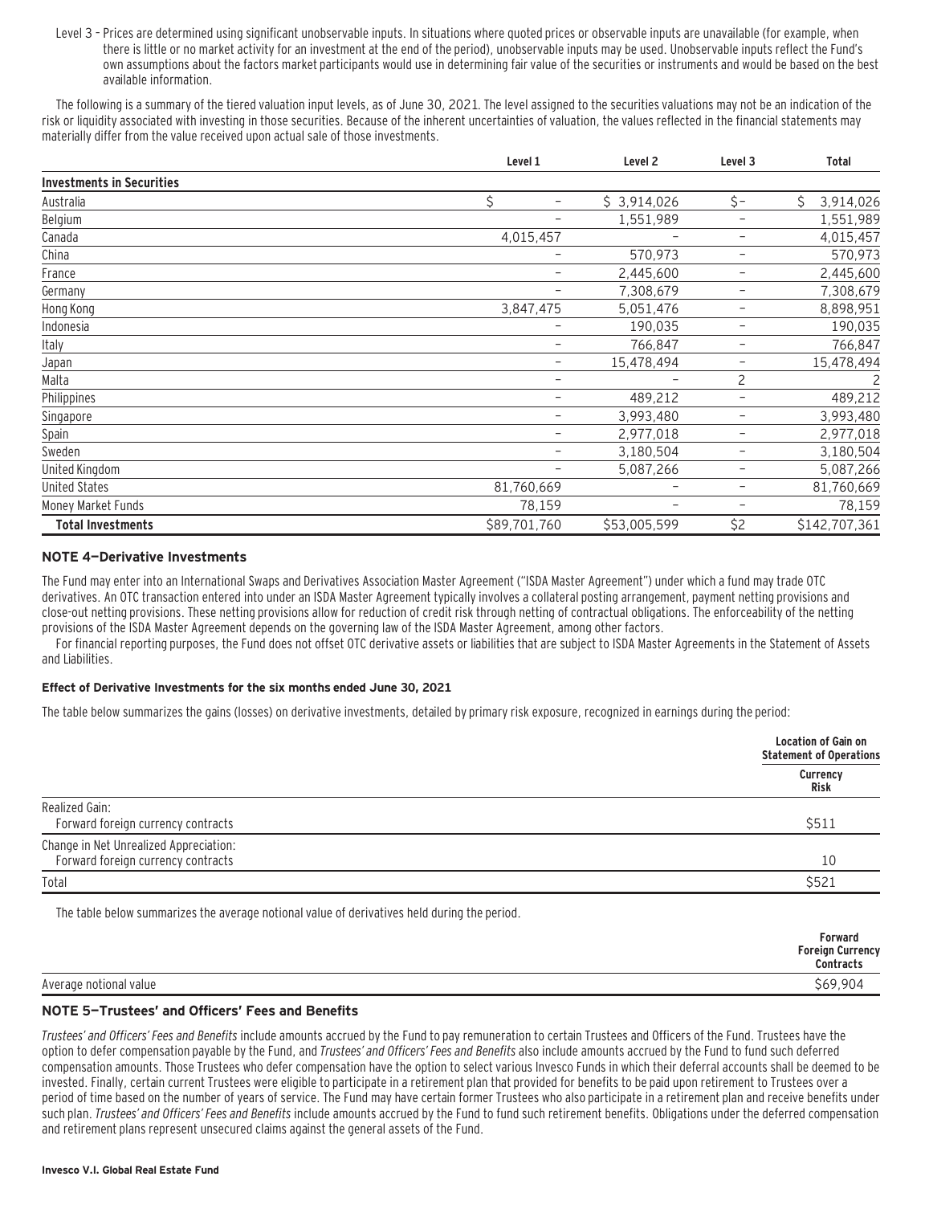Level 3 – Prices are determined using significant unobservable inputs. In situations where quoted prices or observable inputs are unavailable (for example, when there is little or no market activity for an investment at the end of the period), unobservable inputs may be used. Unobservable inputs reflect the Fund's own assumptions about the factors market participants would use in determining fair value of the securities or instruments and would be based on the best available information.

The following is a summary of the tiered valuation input levels, as of June 30, 2021. The level assigned to the securities valuations may not be an indication of the risk or liquidity associated with investing in those securities. Because of the inherent uncertainties of valuation, the values reflected in the financial statements may materially differ from the value received upon actual sale of those investments.

| | Level 1 | Level 2 | Level 3 | Total |
|---|---|---|---|---|
| **Investments in Securities** | | | | |
| Australia | $ – | $ 3,914,026 | $– | $ 3,914,026 |
| Belgium | – | 1,551,989 | – | 1,551,989 |
| Canada | 4,015,457 | – | – | 4,015,457 |
| China | – | 570,973 | – | 570,973 |
| France | – | 2,445,600 | – | 2,445,600 |
| Germany | – | 7,308,679 | – | 7,308,679 |
| Hong Kong | 3,847,475 | 5,051,476 | – | 8,898,951 |
| Indonesia | – | 190,035 | – | 190,035 |
| Italy | – | 766,847 | – | 766,847 |
| Japan | – | 15,478,494 | – | 15,478,494 |
| Malta | – | – | 2 | 2 |
| Philippines | – | 489,212 | – | 489,212 |
| Singapore | – | 3,993,480 | – | 3,993,480 |
| Spain | – | 2,977,018 | – | 2,977,018 |
| Sweden | – | 3,180,504 | – | 3,180,504 |
| United Kingdom | – | 5,087,266 | – | 5,087,266 |
| United States | 81,760,669 | – | – | 81,760,669 |
| Money Market Funds | 78,159 | – | – | 78,159 |
| **Total Investments** | $89,701,760 | $53,005,599 | $2 | $142,707,361 |

## NOTE 4—Derivative Investments

The Fund may enter into an International Swaps and Derivatives Association Master Agreement ("ISDA Master Agreement") under which a fund may trade OTC derivatives. An OTC transaction entered into under an ISDA Master Agreement typically involves a collateral posting arrangement, payment netting provisions and close-out netting provisions. These netting provisions allow for reduction of credit risk through netting of contractual obligations. The enforceability of the netting provisions of the ISDA Master Agreement depends on the governing law of the ISDA Master Agreement, among other factors.

For financial reporting purposes, the Fund does not offset OTC derivative assets or liabilities that are subject to ISDA Master Agreements in the Statement of Assets and Liabilities.

### Effect of Derivative Investments for the six months ended June 30, 2021

The table below summarizes the gains (losses) on derivative investments, detailed by primary risk exposure, recognized in earnings during the period:

| | Location of Gain on Statement of Operations |
|---|---|
| | Currency Risk |
| Realized Gain: | |
| Forward foreign currency contracts | $511 |
| Change in Net Unrealized Appreciation: | |
| Forward foreign currency contracts | 10 |
| Total | $521 |

The table below summarizes the average notional value of derivatives held during the period.

| | Forward Foreign Currency Contracts |
|---|---|
| Average notional value | $69,904 |

## NOTE 5—Trustees' and Officers' Fees and Benefits

*Trustees' and Officers' Fees and Benefits* include amounts accrued by the Fund to pay remuneration to certain Trustees and Officers of the Fund. Trustees have the option to defer compensation payable by the Fund, and *Trustees' and Officers' Fees and Benefits* also include amounts accrued by the Fund to fund such deferred compensation amounts. Those Trustees who defer compensation have the option to select various Invesco Funds in which their deferral accounts shall be deemed to be invested. Finally, certain current Trustees were eligible to participate in a retirement plan that provided for benefits to be paid upon retirement to Trustees over a period of time based on the number of years of service. The Fund may have certain former Trustees who also participate in a retirement plan and receive benefits under such plan. *Trustees' and Officers' Fees and Benefits* include amounts accrued by the Fund to fund such retirement benefits. Obligations under the deferred compensation and retirement plans represent unsecured claims against the general assets of the Fund.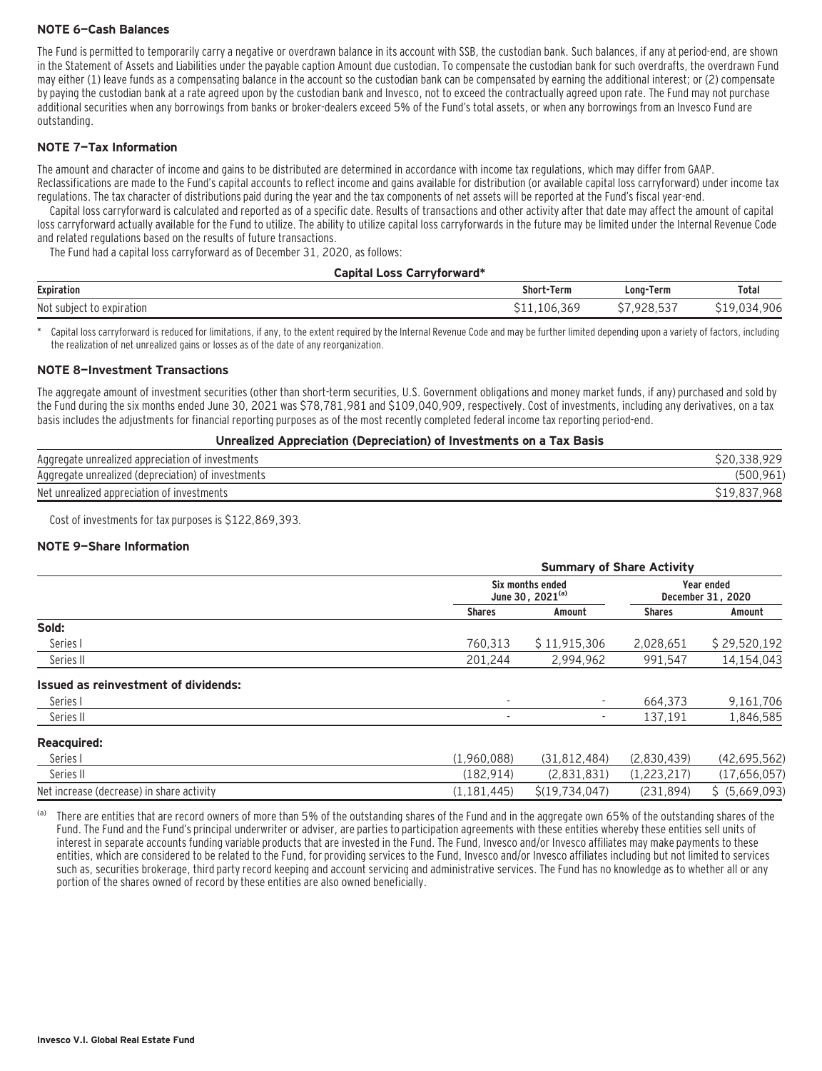### NOTE 6—Cash Balances

The Fund is permitted to temporarily carry a negative or overdrawn balance in its account with SSB, the custodian bank. Such balances, if any at period-end, are shown in the Statement of Assets and Liabilities under the payable caption Amount due custodian. To compensate the custodian bank for such overdrafts, the overdrawn Fund may either (1) leave funds as a compensating balance in the account so the custodian bank can be compensated by earning the additional interest; or (2) compensate by paying the custodian bank at a rate agreed upon by the custodian bank and Invesco, not to exceed the contractually agreed upon rate. The Fund may not purchase additional securities when any borrowings from banks or broker-dealers exceed 5% of the Fund's total assets, or when any borrowings from an Invesco Fund are outstanding.

### NOTE 7—Tax Information

The amount and character of income and gains to be distributed are determined in accordance with income tax regulations, which may differ from GAAP. Reclassifications are made to the Fund's capital accounts to reflect income and gains available for distribution (or available capital loss carryforward) under income tax regulations. The tax character of distributions paid during the year and the tax components of net assets will be reported at the Fund's fiscal year-end.

Capital loss carryforward is calculated and reported as of a specific date. Results of transactions and other activity after that date may affect the amount of capital loss carryforward actually available for the Fund to utilize. The ability to utilize capital loss carryforwards in the future may be limited under the Internal Revenue Code and related regulations based on the results of future transactions.

The Fund had a capital loss carryforward as of December 31, 2020, as follows:

**Capital Loss Carryforward***

| Expiration | Short-Term | Long-Term | Total |
|---|---|---|---|
| Not subject to expiration | $11,106,369 | $7,928,537 | $19,034,906 |

\* Capital loss carryforward is reduced for limitations, if any, to the extent required by the Internal Revenue Code and may be further limited depending upon a variety of factors, including the realization of net unrealized gains or losses as of the date of any reorganization.

### NOTE 8—Investment Transactions

The aggregate amount of investment securities (other than short-term securities, U.S. Government obligations and money market funds, if any) purchased and sold by the Fund during the six months ended June 30, 2021 was $78,781,981 and $109,040,909, respectively. Cost of investments, including any derivatives, on a tax basis includes the adjustments for financial reporting purposes as of the most recently completed federal income tax reporting period-end.

**Unrealized Appreciation (Depreciation) of Investments on a Tax Basis**

| | |
|---|---|
| Aggregate unrealized appreciation of investments | $20,338,929 |
| Aggregate unrealized (depreciation) of investments | (500,961) |
| Net unrealized appreciation of investments | $19,837,968 |

Cost of investments for tax purposes is $122,869,393.

### NOTE 9—Share Information

| | Summary of Share Activity | | | |
|---|---|---|---|---|
| | Six months ended June 30, 2021[(a)] | | Year ended December 31, 2020 | |
| | Shares | Amount | Shares | Amount |
| **Sold:** | | | | |
| Series I | 760,313 | $ 11,915,306 | 2,028,651 | $ 29,520,192 |
| Series II | 201,244 | 2,994,962 | 991,547 | 14,154,043 |
| **Issued as reinvestment of dividends:** | | | | |
| Series I | - | - | 664,373 | 9,161,706 |
| Series II | - | - | 137,191 | 1,846,585 |
| **Reacquired:** | | | | |
| Series I | (1,960,088) | (31,812,484) | (2,830,439) | (42,695,562) |
| Series II | (182,914) | (2,831,831) | (1,223,217) | (17,656,057) |
| Net increase (decrease) in share activity | (1,181,445) | $(19,734,047) | (231,894) | $ (5,669,093) |

(a) There are entities that are record owners of more than 5% of the outstanding shares of the Fund and in the aggregate own 65% of the outstanding shares of the Fund. The Fund and the Fund's principal underwriter or adviser, are parties to participation agreements with these entities whereby these entities sell units of interest in separate accounts funding variable products that are invested in the Fund. The Fund, Invesco and/or Invesco affiliates may make payments to these entities, which are considered to be related to the Fund, for providing services to the Fund, Invesco and/or Invesco affiliates including but not limited to services such as, securities brokerage, third party record keeping and account servicing and administrative services. The Fund has no knowledge as to whether all or any portion of the shares owned of record by these entities are also owned beneficially.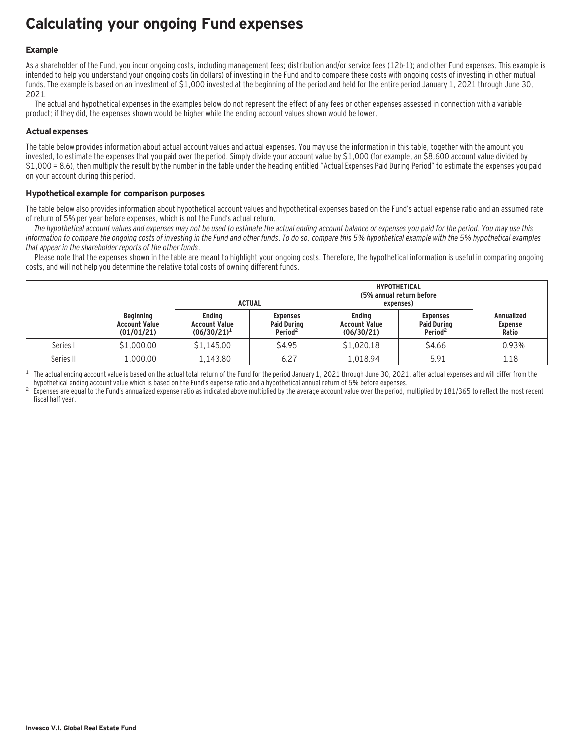# Calculating your ongoing Fund expenses

### Example

As a shareholder of the Fund, you incur ongoing costs, including management fees; distribution and/or service fees (12b-1); and other Fund expenses. This example is intended to help you understand your ongoing costs (in dollars) of investing in the Fund and to compare these costs with ongoing costs of investing in other mutual funds. The example is based on an investment of $1,000 invested at the beginning of the period and held for the entire period January 1, 2021 through June 30, 2021.

The actual and hypothetical expenses in the examples below do not represent the effect of any fees or other expenses assessed in connection with a variable product; if they did, the expenses shown would be higher while the ending account values shown would be lower.

### Actual expenses

The table below provides information about actual account values and actual expenses. You may use the information in this table, together with the amount you invested, to estimate the expenses that you paid over the period. Simply divide your account value by $1,000 (for example, an $8,600 account value divided by $1,000 = 8.6), then multiply the result by the number in the table under the heading entitled "Actual Expenses Paid During Period" to estimate the expenses you paid on your account during this period.

### Hypothetical example for comparison purposes

The table below also provides information about hypothetical account values and hypothetical expenses based on the Fund's actual expense ratio and an assumed rate of return of 5% per year before expenses, which is not the Fund's actual return.

*The hypothetical account values and expenses may not be used to estimate the actual ending account balance or expenses you paid for the period. You may use this information to compare the ongoing costs of investing in the Fund and other funds. To do so, compare this 5% hypothetical example with the 5% hypothetical examples that appear in the shareholder reports of the other funds.*

Please note that the expenses shown in the table are meant to highlight your ongoing costs. Therefore, the hypothetical information is useful in comparing ongoing costs, and will not help you determine the relative total costs of owning different funds.

| | | ACTUAL | | HYPOTHETICAL (5% annual return before expenses) | | |
|---|---|---|---|---|---|---|
| | Beginning Account Value (01/01/21) | Ending Account Value (06/30/21)[1] | Expenses Paid During Period[2] | Ending Account Value (06/30/21) | Expenses Paid During Period[2] | Annualized Expense Ratio |
| Series I | $1,000.00 | $1,145.00 | $4.95 | $1,020.18 | $4.66 | 0.93% |
| Series II | 1,000.00 | 1,143.80 | 6.27 | 1,018.94 | 5.91 | 1.18 |

[1] The actual ending account value is based on the actual total return of the Fund for the period January 1, 2021 through June 30, 2021, after actual expenses and will differ from the hypothetical ending account value which is based on the Fund's expense ratio and a hypothetical annual return of 5% before expenses.

[2] Expenses are equal to the Fund's annualized expense ratio as indicated above multiplied by the average account value over the period, multiplied by 181/365 to reflect the most recent fiscal half year.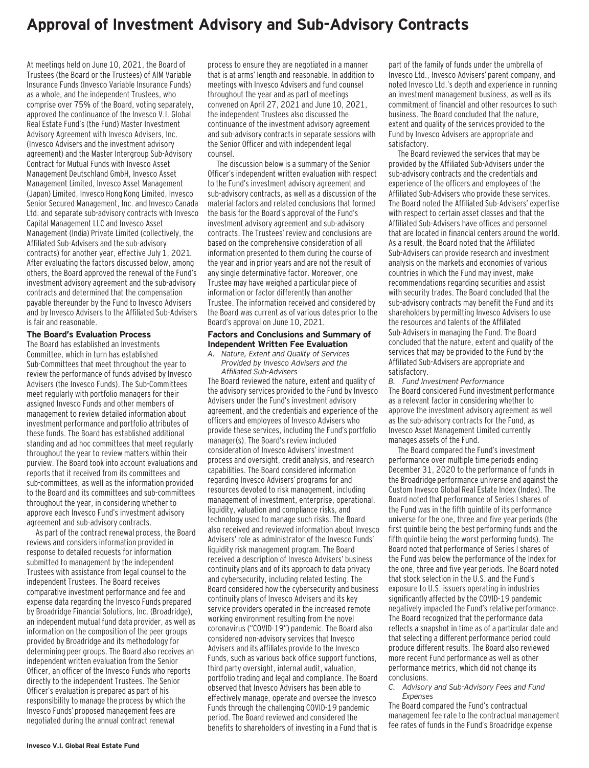# Approval of Investment Advisory and Sub-Advisory Contracts

At meetings held on June 10, 2021, the Board of Trustees (the Board or the Trustees) of AIM Variable Insurance Funds (Invesco Variable Insurance Funds) as a whole, and the independent Trustees, who comprise over 75% of the Board, voting separately, approved the continuance of the Invesco V.I. Global Real Estate Fund's (the Fund) Master Investment Advisory Agreement with Invesco Advisers, Inc. (Invesco Advisers and the investment advisory agreement) and the Master Intergroup Sub-Advisory Contract for Mutual Funds with Invesco Asset Management Deutschland GmbH, Invesco Asset Management Limited, Invesco Asset Management (Japan) Limited, Invesco Hong Kong Limited, Invesco Senior Secured Management, Inc. and Invesco Canada Ltd. and separate sub-advisory contracts with Invesco Capital Management LLC and Invesco Asset Management (India) Private Limited (collectively, the Affiliated Sub-Advisers and the sub-advisory contracts) for another year, effective July 1, 2021. After evaluating the factors discussed below, among others, the Board approved the renewal of the Fund's investment advisory agreement and the sub-advisory contracts and determined that the compensation payable thereunder by the Fund to Invesco Advisers and by Invesco Advisers to the Affiliated Sub-Advisers is fair and reasonable.

## The Board's Evaluation Process

The Board has established an Investments Committee, which in turn has established Sub-Committees that meet throughout the year to review the performance of funds advised by Invesco Advisers (the Invesco Funds). The Sub-Committees meet regularly with portfolio managers for their assigned Invesco Funds and other members of management to review detailed information about investment performance and portfolio attributes of these funds. The Board has established additional standing and ad hoc committees that meet regularly throughout the year to review matters within their purview. The Board took into account evaluations and reports that it received from its committees and sub-committees, as well as the information provided to the Board and its committees and sub-committees throughout the year, in considering whether to approve each Invesco Fund's investment advisory agreement and sub-advisory contracts.

As part of the contract renewal process, the Board reviews and considers information provided in response to detailed requests for information submitted to management by the independent Trustees with assistance from legal counsel to the independent Trustees. The Board receives comparative investment performance and fee and expense data regarding the Invesco Funds prepared by Broadridge Financial Solutions, Inc. (Broadridge), an independent mutual fund data provider, as well as information on the composition of the peer groups provided by Broadridge and its methodology for determining peer groups. The Board also receives an independent written evaluation from the Senior Officer, an officer of the Invesco Funds who reports directly to the independent Trustees. The Senior Officer's evaluation is prepared as part of his responsibility to manage the process by which the Invesco Funds' proposed management fees are negotiated during the annual contract renewal process to ensure they are negotiated in a manner that is at arms' length and reasonable. In addition to meetings with Invesco Advisers and fund counsel throughout the year and as part of meetings convened on April 27, 2021 and June 10, 2021, the independent Trustees also discussed the continuance of the investment advisory agreement and sub-advisory contracts in separate sessions with the Senior Officer and with independent legal counsel.

The discussion below is a summary of the Senior Officer's independent written evaluation with respect to the Fund's investment advisory agreement and sub-advisory contracts, as well as a discussion of the material factors and related conclusions that formed the basis for the Board's approval of the Fund's investment advisory agreement and sub-advisory contracts. The Trustees' review and conclusions are based on the comprehensive consideration of all information presented to them during the course of the year and in prior years and are not the result of any single determinative factor. Moreover, one Trustee may have weighed a particular piece of information or factor differently than another Trustee. The information received and considered by the Board was current as of various dates prior to the Board's approval on June 10, 2021.

## Factors and Conclusions and Summary of Independent Written Fee Evaluation

*A. Nature, Extent and Quality of Services Provided by Invesco Advisers and the Affiliated Sub-Advisers*

The Board reviewed the nature, extent and quality of the advisory services provided to the Fund by Invesco Advisers under the Fund's investment advisory agreement, and the credentials and experience of the officers and employees of Invesco Advisers who provide these services, including the Fund's portfolio manager(s). The Board's review included consideration of Invesco Advisers' investment process and oversight, credit analysis, and research capabilities. The Board considered information regarding Invesco Advisers' programs for and resources devoted to risk management, including management of investment, enterprise, operational, liquidity, valuation and compliance risks, and technology used to manage such risks. The Board also received and reviewed information about Invesco Advisers' role as administrator of the Invesco Funds' liquidity risk management program. The Board received a description of Invesco Advisers' business continuity plans and of its approach to data privacy and cybersecurity, including related testing. The Board considered how the cybersecurity and business continuity plans of Invesco Advisers and its key service providers operated in the increased remote working environment resulting from the novel coronavirus ("COVID-19") pandemic. The Board also considered non-advisory services that Invesco Advisers and its affiliates provide to the Invesco Funds, such as various back office support functions, third party oversight, internal audit, valuation, portfolio trading and legal and compliance. The Board observed that Invesco Advisers has been able to effectively manage, operate and oversee the Invesco Funds through the challenging COVID-19 pandemic period. The Board reviewed and considered the benefits to shareholders of investing in a Fund that is part of the family of funds under the umbrella of Invesco Ltd., Invesco Advisers' parent company, and noted Invesco Ltd.'s depth and experience in running an investment management business, as well as its commitment of financial and other resources to such business. The Board concluded that the nature, extent and quality of the services provided to the Fund by Invesco Advisers are appropriate and satisfactory.

The Board reviewed the services that may be provided by the Affiliated Sub-Advisers under the sub-advisory contracts and the credentials and experience of the officers and employees of the Affiliated Sub-Advisers who provide these services. The Board noted the Affiliated Sub-Advisers' expertise with respect to certain asset classes and that the Affiliated Sub-Advisers have offices and personnel that are located in financial centers around the world. As a result, the Board noted that the Affiliated Sub-Advisers can provide research and investment analysis on the markets and economies of various countries in which the Fund may invest, make recommendations regarding securities and assist with security trades. The Board concluded that the sub-advisory contracts may benefit the Fund and its shareholders by permitting Invesco Advisers to use the resources and talents of the Affiliated Sub-Advisers in managing the Fund. The Board concluded that the nature, extent and quality of the services that may be provided to the Fund by the Affiliated Sub-Advisers are appropriate and satisfactory.

*B. Fund Investment Performance*

The Board considered Fund investment performance as a relevant factor in considering whether to approve the investment advisory agreement as well as the sub-advisory contracts for the Fund, as Invesco Asset Management Limited currently manages assets of the Fund.

The Board compared the Fund's investment performance over multiple time periods ending December 31, 2020 to the performance of funds in the Broadridge performance universe and against the Custom Invesco Global Real Estate Index (Index). The Board noted that performance of Series I shares of the Fund was in the fifth quintile of its performance universe for the one, three and five year periods (the first quintile being the best performing funds and the fifth quintile being the worst performing funds). The Board noted that performance of Series I shares of the Fund was below the performance of the Index for the one, three and five year periods. The Board noted that stock selection in the U.S. and the Fund's exposure to U.S. issuers operating in industries significantly affected by the COVID-19 pandemic negatively impacted the Fund's relative performance. The Board recognized that the performance data reflects a snapshot in time as of a particular date and that selecting a different performance period could produce different results. The Board also reviewed more recent Fund performance as well as other performance metrics, which did not change its conclusions.

*C. Advisory and Sub-Advisory Fees and Fund Expenses*

The Board compared the Fund's contractual management fee rate to the contractual management fee rates of funds in the Fund's Broadridge expense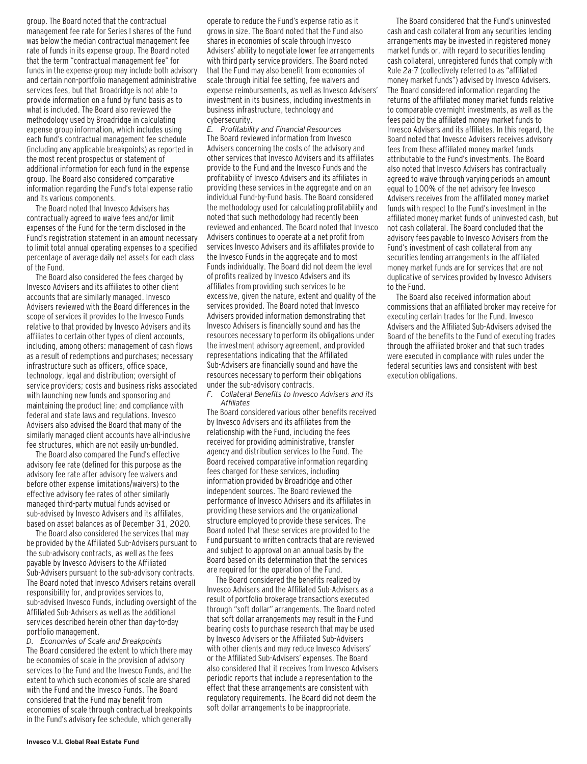group. The Board noted that the contractual management fee rate for Series I shares of the Fund was below the median contractual management fee rate of funds in its expense group. The Board noted that the term "contractual management fee" for funds in the expense group may include both advisory and certain non-portfolio management administrative services fees, but that Broadridge is not able to provide information on a fund by fund basis as to what is included. The Board also reviewed the methodology used by Broadridge in calculating expense group information, which includes using each fund's contractual management fee schedule (including any applicable breakpoints) as reported in the most recent prospectus or statement of additional information for each fund in the expense group. The Board also considered comparative information regarding the Fund's total expense ratio and its various components.

The Board noted that Invesco Advisers has contractually agreed to waive fees and/or limit expenses of the Fund for the term disclosed in the Fund's registration statement in an amount necessary to limit total annual operating expenses to a specified percentage of average daily net assets for each class of the Fund.

The Board also considered the fees charged by Invesco Advisers and its affiliates to other client accounts that are similarly managed. Invesco Advisers reviewed with the Board differences in the scope of services it provides to the Invesco Funds relative to that provided by Invesco Advisers and its affiliates to certain other types of client accounts, including, among others: management of cash flows as a result of redemptions and purchases; necessary infrastructure such as officers, office space, technology, legal and distribution; oversight of service providers; costs and business risks associated with launching new funds and sponsoring and maintaining the product line; and compliance with federal and state laws and regulations. Invesco Advisers also advised the Board that many of the similarly managed client accounts have all-inclusive fee structures, which are not easily un-bundled.

The Board also compared the Fund's effective advisory fee rate (defined for this purpose as the advisory fee rate after advisory fee waivers and before other expense limitations/waivers) to the effective advisory fee rates of other similarly managed third-party mutual funds advised or sub-advised by Invesco Advisers and its affiliates, based on asset balances as of December 31, 2020.

The Board also considered the services that may be provided by the Affiliated Sub-Advisers pursuant to the sub-advisory contracts, as well as the fees payable by Invesco Advisers to the Affiliated Sub-Advisers pursuant to the sub-advisory contracts. The Board noted that Invesco Advisers retains overall responsibility for, and provides services to, sub-advised Invesco Funds, including oversight of the Affiliated Sub-Advisers as well as the additional services described herein other than day-to-day portfolio management.

*D. Economies of Scale and Breakpoints*

The Board considered the extent to which there may be economies of scale in the provision of advisory services to the Fund and the Invesco Funds, and the extent to which such economies of scale are shared with the Fund and the Invesco Funds. The Board considered that the Fund may benefit from economies of scale through contractual breakpoints in the Fund's advisory fee schedule, which generally operate to reduce the Fund's expense ratio as it grows in size. The Board noted that the Fund also shares in economies of scale through Invesco Advisers' ability to negotiate lower fee arrangements with third party service providers. The Board noted that the Fund may also benefit from economies of scale through initial fee setting, fee waivers and expense reimbursements, as well as Invesco Advisers' investment in its business, including investments in business infrastructure, technology and cybersecurity.

*E. Profitability and Financial Resources*

The Board reviewed information from Invesco Advisers concerning the costs of the advisory and other services that Invesco Advisers and its affiliates provide to the Fund and the Invesco Funds and the profitability of Invesco Advisers and its affiliates in providing these services in the aggregate and on an individual Fund-by-Fund basis. The Board considered the methodology used for calculating profitability and noted that such methodology had recently been reviewed and enhanced. The Board noted that Invesco Advisers continues to operate at a net profit from services Invesco Advisers and its affiliates provide to the Invesco Funds in the aggregate and to most Funds individually. The Board did not deem the level of profits realized by Invesco Advisers and its affiliates from providing such services to be excessive, given the nature, extent and quality of the services provided. The Board noted that Invesco Advisers provided information demonstrating that Invesco Advisers is financially sound and has the resources necessary to perform its obligations under the investment advisory agreement, and provided representations indicating that the Affiliated Sub-Advisers are financially sound and have the resources necessary to perform their obligations under the sub-advisory contracts.

*F. Collateral Benefits to Invesco Advisers and its Affiliates*

The Board considered various other benefits received by Invesco Advisers and its affiliates from the relationship with the Fund, including the fees received for providing administrative, transfer agency and distribution services to the Fund. The Board received comparative information regarding fees charged for these services, including information provided by Broadridge and other independent sources. The Board reviewed the performance of Invesco Advisers and its affiliates in providing these services and the organizational structure employed to provide these services. The Board noted that these services are provided to the Fund pursuant to written contracts that are reviewed and subject to approval on an annual basis by the Board based on its determination that the services are required for the operation of the Fund.

The Board considered the benefits realized by Invesco Advisers and the Affiliated Sub-Advisers as a result of portfolio brokerage transactions executed through "soft dollar" arrangements. The Board noted that soft dollar arrangements may result in the Fund bearing costs to purchase research that may be used by Invesco Advisers or the Affiliated Sub-Advisers with other clients and may reduce Invesco Advisers' or the Affiliated Sub-Advisers' expenses. The Board also considered that it receives from Invesco Advisers periodic reports that include a representation to the effect that these arrangements are consistent with regulatory requirements. The Board did not deem the soft dollar arrangements to be inappropriate.

The Board considered that the Fund's uninvested cash and cash collateral from any securities lending arrangements may be invested in registered money market funds or, with regard to securities lending cash collateral, unregistered funds that comply with Rule 2a-7 (collectively referred to as "affiliated money market funds") advised by Invesco Advisers. The Board considered information regarding the returns of the affiliated money market funds relative to comparable overnight investments, as well as the fees paid by the affiliated money market funds to Invesco Advisers and its affiliates. In this regard, the Board noted that Invesco Advisers receives advisory fees from these affiliated money market funds attributable to the Fund's investments. The Board also noted that Invesco Advisers has contractually agreed to waive through varying periods an amount equal to 100% of the net advisory fee Invesco Advisers receives from the affiliated money market funds with respect to the Fund's investment in the affiliated money market funds of uninvested cash, but not cash collateral. The Board concluded that the advisory fees payable to Invesco Advisers from the Fund's investment of cash collateral from any securities lending arrangements in the affiliated money market funds are for services that are not duplicative of services provided by Invesco Advisers to the Fund.

The Board also received information about commissions that an affiliated broker may receive for executing certain trades for the Fund. Invesco Advisers and the Affiliated Sub-Advisers advised the Board of the benefits to the Fund of executing trades through the affiliated broker and that such trades were executed in compliance with rules under the federal securities laws and consistent with best execution obligations.